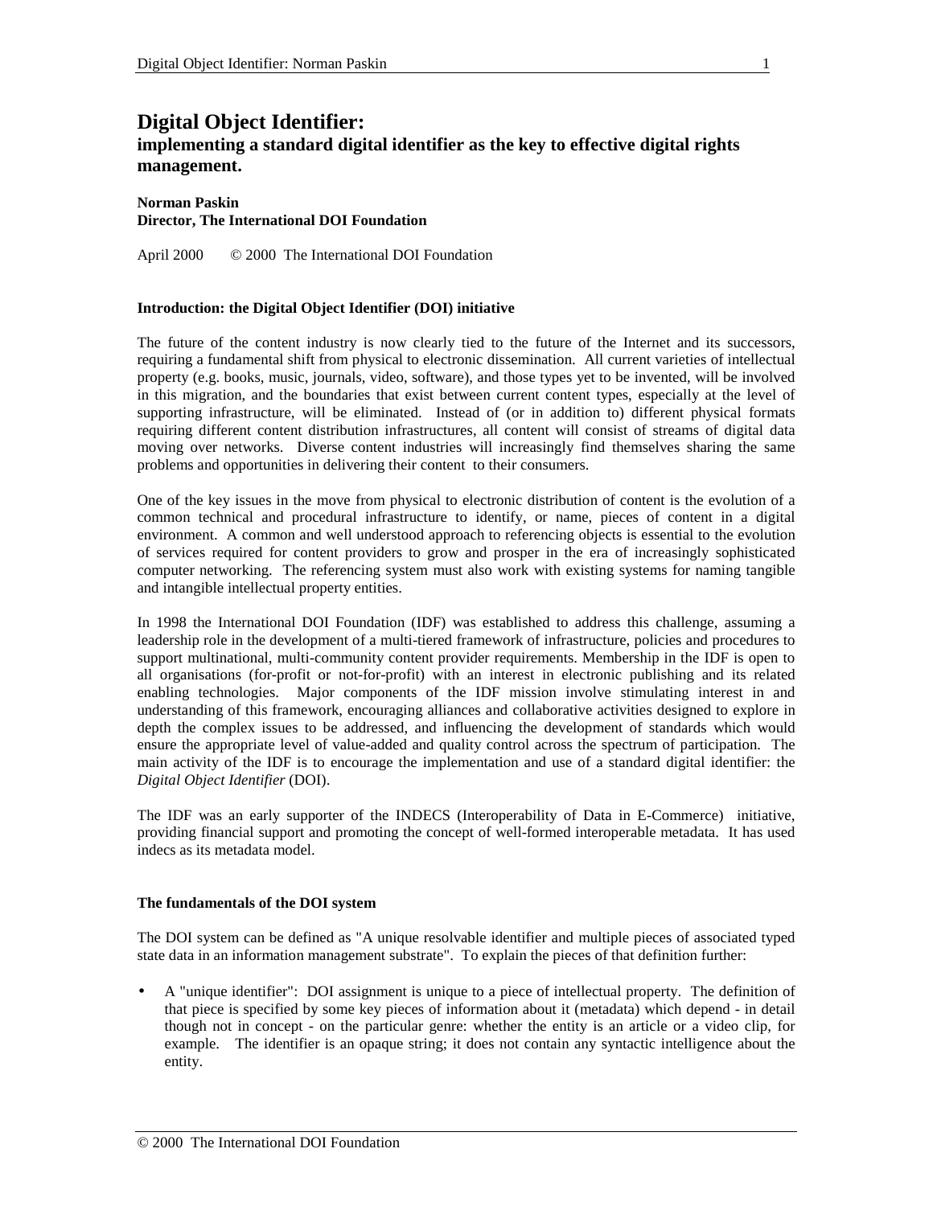# Digital Object Identifier:

## implementing a standard digital identifier as the key to effective digital rights management.

**Norman Paskin**
**Director, The International DOI Foundation**

April 2000 © 2000 The International DOI Foundation

**Introduction: the Digital Object Identifier (DOI) initiative**

The future of the content industry is now clearly tied to the future of the Internet and its successors, requiring a fundamental shift from physical to electronic dissemination. All current varieties of intellectual property (e.g. books, music, journals, video, software), and those types yet to be invented, will be involved in this migration, and the boundaries that exist between current content types, especially at the level of supporting infrastructure, will be eliminated. Instead of (or in addition to) different physical formats requiring different content distribution infrastructures, all content will consist of streams of digital data moving over networks. Diverse content industries will increasingly find themselves sharing the same problems and opportunities in delivering their content to their consumers.

One of the key issues in the move from physical to electronic distribution of content is the evolution of a common technical and procedural infrastructure to identify, or name, pieces of content in a digital environment. A common and well understood approach to referencing objects is essential to the evolution of services required for content providers to grow and prosper in the era of increasingly sophisticated computer networking. The referencing system must also work with existing systems for naming tangible and intangible intellectual property entities.

In 1998 the International DOI Foundation (IDF) was established to address this challenge, assuming a leadership role in the development of a multi-tiered framework of infrastructure, policies and procedures to support multinational, multi-community content provider requirements. Membership in the IDF is open to all organisations (for-profit or not-for-profit) with an interest in electronic publishing and its related enabling technologies. Major components of the IDF mission involve stimulating interest in and understanding of this framework, encouraging alliances and collaborative activities designed to explore in depth the complex issues to be addressed, and influencing the development of standards which would ensure the appropriate level of value-added and quality control across the spectrum of participation. The main activity of the IDF is to encourage the implementation and use of a standard digital identifier: the *Digital Object Identifier* (DOI).

The IDF was an early supporter of the INDECS (Interoperability of Data in E-Commerce) initiative, providing financial support and promoting the concept of well-formed interoperable metadata. It has used indecs as its metadata model.

**The fundamentals of the DOI system**

The DOI system can be defined as "A unique resolvable identifier and multiple pieces of associated typed state data in an information management substrate". To explain the pieces of that definition further:

- A "unique identifier": DOI assignment is unique to a piece of intellectual property. The definition of that piece is specified by some key pieces of information about it (metadata) which depend - in detail though not in concept - on the particular genre: whether the entity is an article or a video clip, for example. The identifier is an opaque string; it does not contain any syntactic intelligence about the entity.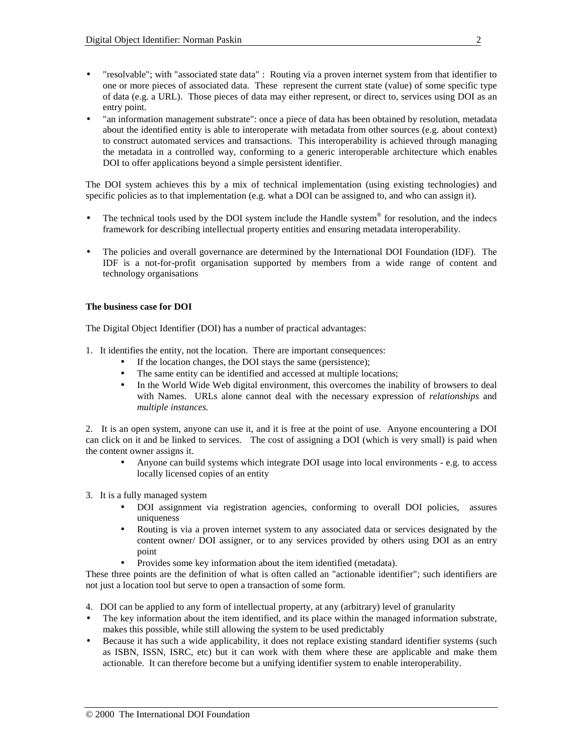- "resolvable"; with "associated state data" : Routing via a proven internet system from that identifier to one or more pieces of associated data. These represent the current state (value) of some specific type of data (e.g. a URL). Those pieces of data may either represent, or direct to, services using DOI as an entry point.
- "an information management substrate": once a piece of data has been obtained by resolution, metadata about the identified entity is able to interoperate with metadata from other sources (e.g. about context) to construct automated services and transactions. This interoperability is achieved through managing the metadata in a controlled way, conforming to a generic interoperable architecture which enables DOI to offer applications beyond a simple persistent identifier.

The DOI system achieves this by a mix of technical implementation (using existing technologies) and specific policies as to that implementation (e.g. what a DOI can be assigned to, and who can assign it).

- The technical tools used by the DOI system include the Handle system® for resolution, and the indecs framework for describing intellectual property entities and ensuring metadata interoperability.

- The policies and overall governance are determined by the International DOI Foundation (IDF). The IDF is a not-for-profit organisation supported by members from a wide range of content and technology organisations

**The business case for DOI**

The Digital Object Identifier (DOI) has a number of practical advantages:

1. It identifies the entity, not the location. There are important consequences:
   - If the location changes, the DOI stays the same (persistence);
   - The same entity can be identified and accessed at multiple locations;
   - In the World Wide Web digital environment, this overcomes the inability of browsers to deal with Names. URLs alone cannot deal with the necessary expression of *relationships* and *multiple instances.*

2. It is an open system, anyone can use it, and it is free at the point of use. Anyone encountering a DOI can click on it and be linked to services. The cost of assigning a DOI (which is very small) is paid when the content owner assigns it.
   - Anyone can build systems which integrate DOI usage into local environments - e.g. to access locally licensed copies of an entity

3. It is a fully managed system
   - DOI assignment via registration agencies, conforming to overall DOI policies, assures uniqueness
   - Routing is via a proven internet system to any associated data or services designated by the content owner/ DOI assigner, or to any services provided by others using DOI as an entry point
   - Provides some key information about the item identified (metadata).

These three points are the definition of what is often called an "actionable identifier"; such identifiers are not just a location tool but serve to open a transaction of some form.

4. DOI can be applied to any form of intellectual property, at any (arbitrary) level of granularity

- The key information about the item identified, and its place within the managed information substrate, makes this possible, while still allowing the system to be used predictably
- Because it has such a wide applicability, it does not replace existing standard identifier systems (such as ISBN, ISSN, ISRC, etc) but it can work with them where these are applicable and make them actionable. It can therefore become but a unifying identifier system to enable interoperability.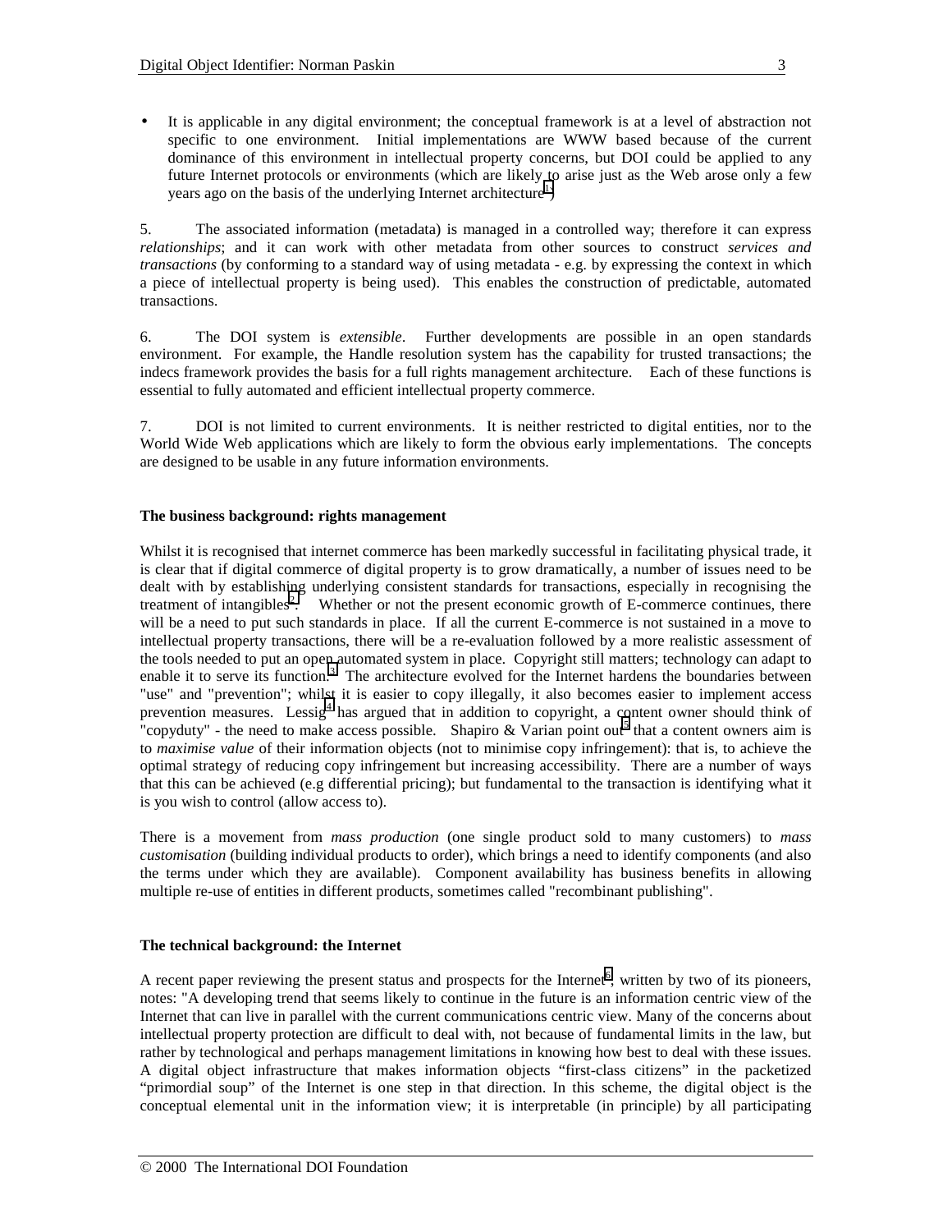- It is applicable in any digital environment; the conceptual framework is at a level of abstraction not specific to one environment. Initial implementations are WWW based because of the current dominance of this environment in intellectual property concerns, but DOI could be applied to any future Internet protocols or environments (which are likely to arise just as the Web arose only a few years ago on the basis of the underlying Internet architecture[1])

5. The associated information (metadata) is managed in a controlled way; therefore it can express *relationships*; and it can work with other metadata from other sources to construct *services and transactions* (by conforming to a standard way of using metadata - e.g. by expressing the context in which a piece of intellectual property is being used). This enables the construction of predictable, automated transactions.

6. The DOI system is *extensible*. Further developments are possible in an open standards environment. For example, the Handle resolution system has the capability for trusted transactions; the indecs framework provides the basis for a full rights management architecture. Each of these functions is essential to fully automated and efficient intellectual property commerce.

7. DOI is not limited to current environments. It is neither restricted to digital entities, nor to the World Wide Web applications which are likely to form the obvious early implementations. The concepts are designed to be usable in any future information environments.

**The business background: rights management**

Whilst it is recognised that internet commerce has been markedly successful in facilitating physical trade, it is clear that if digital commerce of digital property is to grow dramatically, a number of issues need to be dealt with by establishing underlying consistent standards for transactions, especially in recognising the treatment of intangibles[2]. Whether or not the present economic growth of E-commerce continues, there will be a need to put such standards in place. If all the current E-commerce is not sustained in a move to intellectual property transactions, there will be a re-evaluation followed by a more realistic assessment of the tools needed to put an open automated system in place. Copyright still matters; technology can adapt to enable it to serve its function.[3] The architecture evolved for the Internet hardens the boundaries between "use" and "prevention"; whilst it is easier to copy illegally, it also becomes easier to implement access prevention measures. Lessig[4] has argued that in addition to copyright, a content owner should think of "copyduty" - the need to make access possible. Shapiro & Varian point out[5] that a content owners aim is to *maximise value* of their information objects (not to minimise copy infringement): that is, to achieve the optimal strategy of reducing copy infringement but increasing accessibility. There are a number of ways that this can be achieved (e.g differential pricing); but fundamental to the transaction is identifying what it is you wish to control (allow access to).

There is a movement from *mass production* (one single product sold to many customers) to *mass customisation* (building individual products to order), which brings a need to identify components (and also the terms under which they are available). Component availability has business benefits in allowing multiple re-use of entities in different products, sometimes called "recombinant publishing".

**The technical background: the Internet**

A recent paper reviewing the present status and prospects for the Internet[6], written by two of its pioneers, notes: "A developing trend that seems likely to continue in the future is an information centric view of the Internet that can live in parallel with the current communications centric view. Many of the concerns about intellectual property protection are difficult to deal with, not because of fundamental limits in the law, but rather by technological and perhaps management limitations in knowing how best to deal with these issues. A digital object infrastructure that makes information objects "first-class citizens" in the packetized "primordial soup" of the Internet is one step in that direction. In this scheme, the digital object is the conceptual elemental unit in the information view; it is interpretable (in principle) by all participating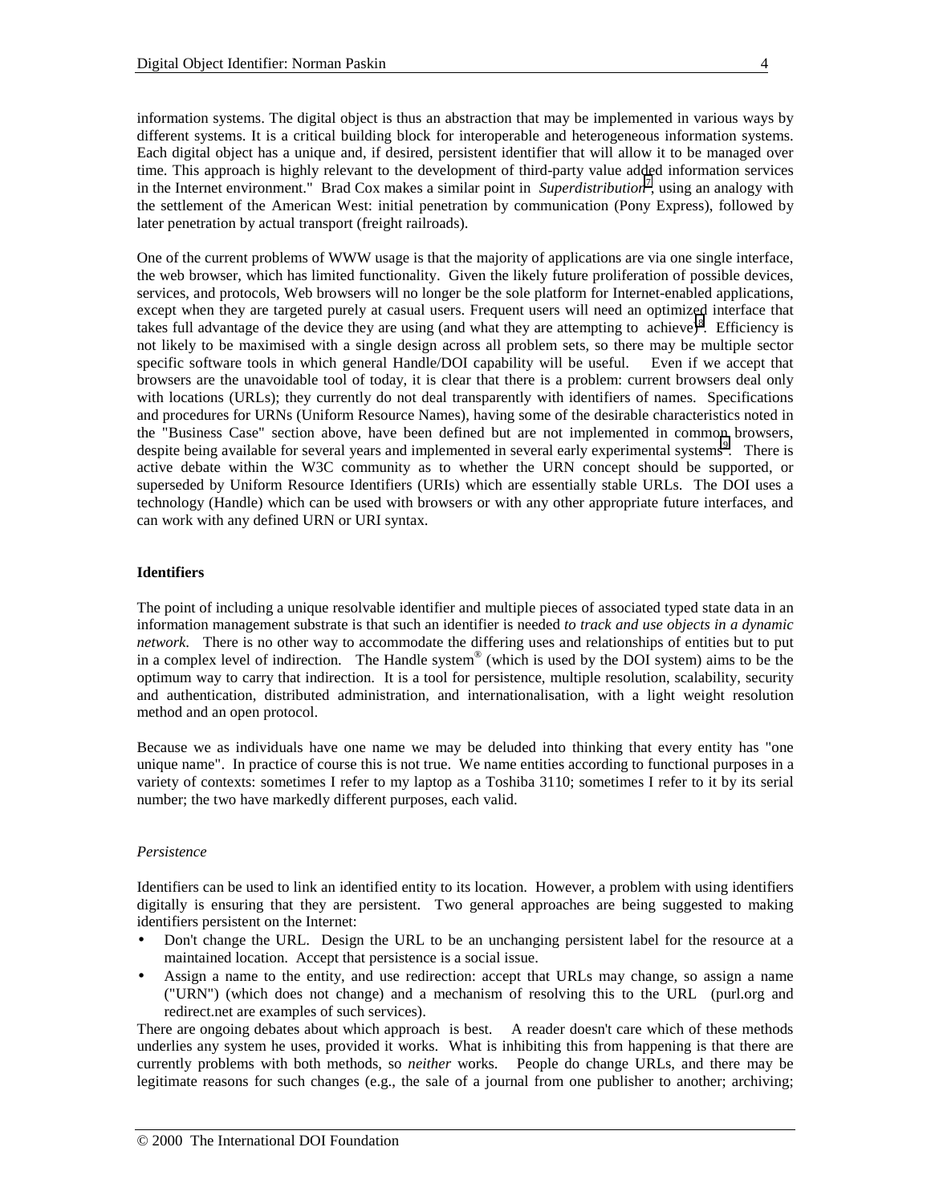information systems. The digital object is thus an abstraction that may be implemented in various ways by different systems. It is a critical building block for interoperable and heterogeneous information systems. Each digital object has a unique and, if desired, persistent identifier that will allow it to be managed over time. This approach is highly relevant to the development of third-party value added information services in the Internet environment." Brad Cox makes a similar point in *Superdistribution*[7], using an analogy with the settlement of the American West: initial penetration by communication (Pony Express), followed by later penetration by actual transport (freight railroads).

One of the current problems of WWW usage is that the majority of applications are via one single interface, the web browser, which has limited functionality. Given the likely future proliferation of possible devices, services, and protocols, Web browsers will no longer be the sole platform for Internet-enabled applications, except when they are targeted purely at casual users. Frequent users will need an optimized interface that takes full advantage of the device they are using (and what they are attempting to achieve)[8]. Efficiency is not likely to be maximised with a single design across all problem sets, so there may be multiple sector specific software tools in which general Handle/DOI capability will be useful. Even if we accept that browsers are the unavoidable tool of today, it is clear that there is a problem: current browsers deal only with locations (URLs); they currently do not deal transparently with identifiers of names. Specifications and procedures for URNs (Uniform Resource Names), having some of the desirable characteristics noted in the "Business Case" section above, have been defined but are not implemented in common browsers, despite being available for several years and implemented in several early experimental systems[9]. There is active debate within the W3C community as to whether the URN concept should be supported, or superseded by Uniform Resource Identifiers (URIs) which are essentially stable URLs. The DOI uses a technology (Handle) which can be used with browsers or with any other appropriate future interfaces, and can work with any defined URN or URI syntax.

## Identifiers

The point of including a unique resolvable identifier and multiple pieces of associated typed state data in an information management substrate is that such an identifier is needed *to track and use objects in a dynamic network*. There is no other way to accommodate the differing uses and relationships of entities but to put in a complex level of indirection. The Handle system® (which is used by the DOI system) aims to be the optimum way to carry that indirection. It is a tool for persistence, multiple resolution, scalability, security and authentication, distributed administration, and internationalisation, with a light weight resolution method and an open protocol.

Because we as individuals have one name we may be deluded into thinking that every entity has "one unique name". In practice of course this is not true. We name entities according to functional purposes in a variety of contexts: sometimes I refer to my laptop as a Toshiba 3110; sometimes I refer to it by its serial number; the two have markedly different purposes, each valid.

### *Persistence*

Identifiers can be used to link an identified entity to its location. However, a problem with using identifiers digitally is ensuring that they are persistent. Two general approaches are being suggested to making identifiers persistent on the Internet:

- Don't change the URL. Design the URL to be an unchanging persistent label for the resource at a maintained location. Accept that persistence is a social issue.
- Assign a name to the entity, and use redirection: accept that URLs may change, so assign a name ("URN") (which does not change) and a mechanism of resolving this to the URL (purl.org and redirect.net are examples of such services).

There are ongoing debates about which approach is best. A reader doesn't care which of these methods underlies any system he uses, provided it works. What is inhibiting this from happening is that there are currently problems with both methods, so *neither* works. People do change URLs, and there may be legitimate reasons for such changes (e.g., the sale of a journal from one publisher to another; archiving;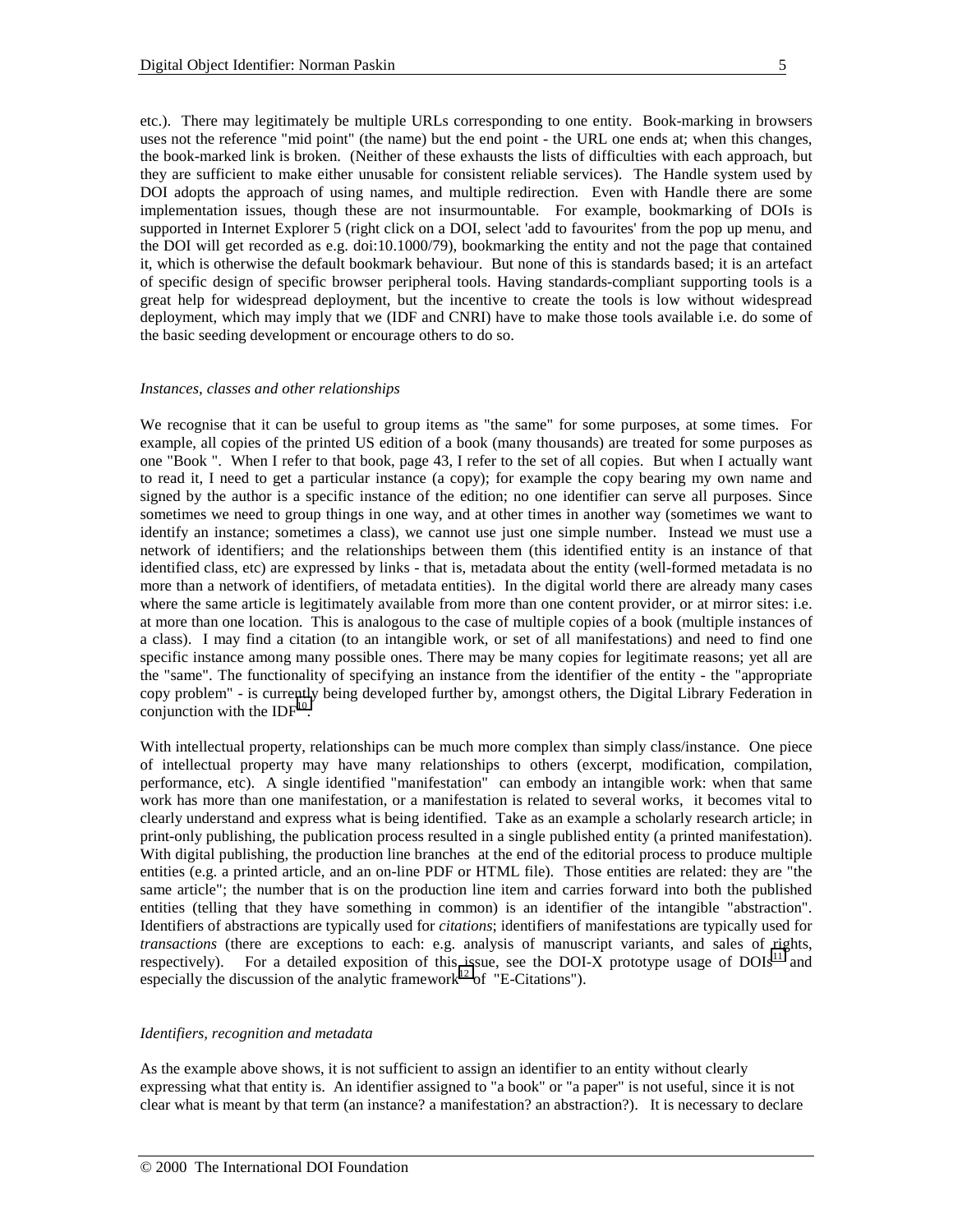etc.). There may legitimately be multiple URLs corresponding to one entity. Book-marking in browsers uses not the reference "mid point" (the name) but the end point - the URL one ends at; when this changes, the book-marked link is broken. (Neither of these exhausts the lists of difficulties with each approach, but they are sufficient to make either unusable for consistent reliable services). The Handle system used by DOI adopts the approach of using names, and multiple redirection. Even with Handle there are some implementation issues, though these are not insurmountable. For example, bookmarking of DOIs is supported in Internet Explorer 5 (right click on a DOI, select 'add to favourites' from the pop up menu, and the DOI will get recorded as e.g. doi:10.1000/79), bookmarking the entity and not the page that contained it, which is otherwise the default bookmark behaviour. But none of this is standards based; it is an artefact of specific design of specific browser peripheral tools. Having standards-compliant supporting tools is a great help for widespread deployment, but the incentive to create the tools is low without widespread deployment, which may imply that we (IDF and CNRI) have to make those tools available i.e. do some of the basic seeding development or encourage others to do so.

*Instances, classes and other relationships*

We recognise that it can be useful to group items as "the same" for some purposes, at some times. For example, all copies of the printed US edition of a book (many thousands) are treated for some purposes as one "Book ". When I refer to that book, page 43, I refer to the set of all copies. But when I actually want to read it, I need to get a particular instance (a copy); for example the copy bearing my own name and signed by the author is a specific instance of the edition; no one identifier can serve all purposes. Since sometimes we need to group things in one way, and at other times in another way (sometimes we want to identify an instance; sometimes a class), we cannot use just one simple number. Instead we must use a network of identifiers; and the relationships between them (this identified entity is an instance of that identified class, etc) are expressed by links - that is, metadata about the entity (well-formed metadata is no more than a network of identifiers, of metadata entities). In the digital world there are already many cases where the same article is legitimately available from more than one content provider, or at mirror sites: i.e. at more than one location. This is analogous to the case of multiple copies of a book (multiple instances of a class). I may find a citation (to an intangible work, or set of all manifestations) and need to find one specific instance among many possible ones. There may be many copies for legitimate reasons; yet all are the "same". The functionality of specifying an instance from the identifier of the entity - the "appropriate copy problem" - is currently being developed further by, amongst others, the Digital Library Federation in conjunction with the IDF[10].

With intellectual property, relationships can be much more complex than simply class/instance. One piece of intellectual property may have many relationships to others (excerpt, modification, compilation, performance, etc). A single identified "manifestation" can embody an intangible work: when that same work has more than one manifestation, or a manifestation is related to several works, it becomes vital to clearly understand and express what is being identified. Take as an example a scholarly research article; in print-only publishing, the publication process resulted in a single published entity (a printed manifestation). With digital publishing, the production line branches at the end of the editorial process to produce multiple entities (e.g. a printed article, and an on-line PDF or HTML file). Those entities are related: they are "the same article"; the number that is on the production line item and carries forward into both the published entities (telling that they have something in common) is an identifier of the intangible "abstraction". Identifiers of abstractions are typically used for *citations*; identifiers of manifestations are typically used for *transactions* (there are exceptions to each: e.g. analysis of manuscript variants, and sales of rights, respectively). For a detailed exposition of this issue, see the DOI-X prototype usage of DOIs[11] and especially the discussion of the analytic framework[12] of "E-Citations").

*Identifiers, recognition and metadata*

As the example above shows, it is not sufficient to assign an identifier to an entity without clearly expressing what that entity is. An identifier assigned to "a book" or "a paper" is not useful, since it is not clear what is meant by that term (an instance? a manifestation? an abstraction?). It is necessary to declare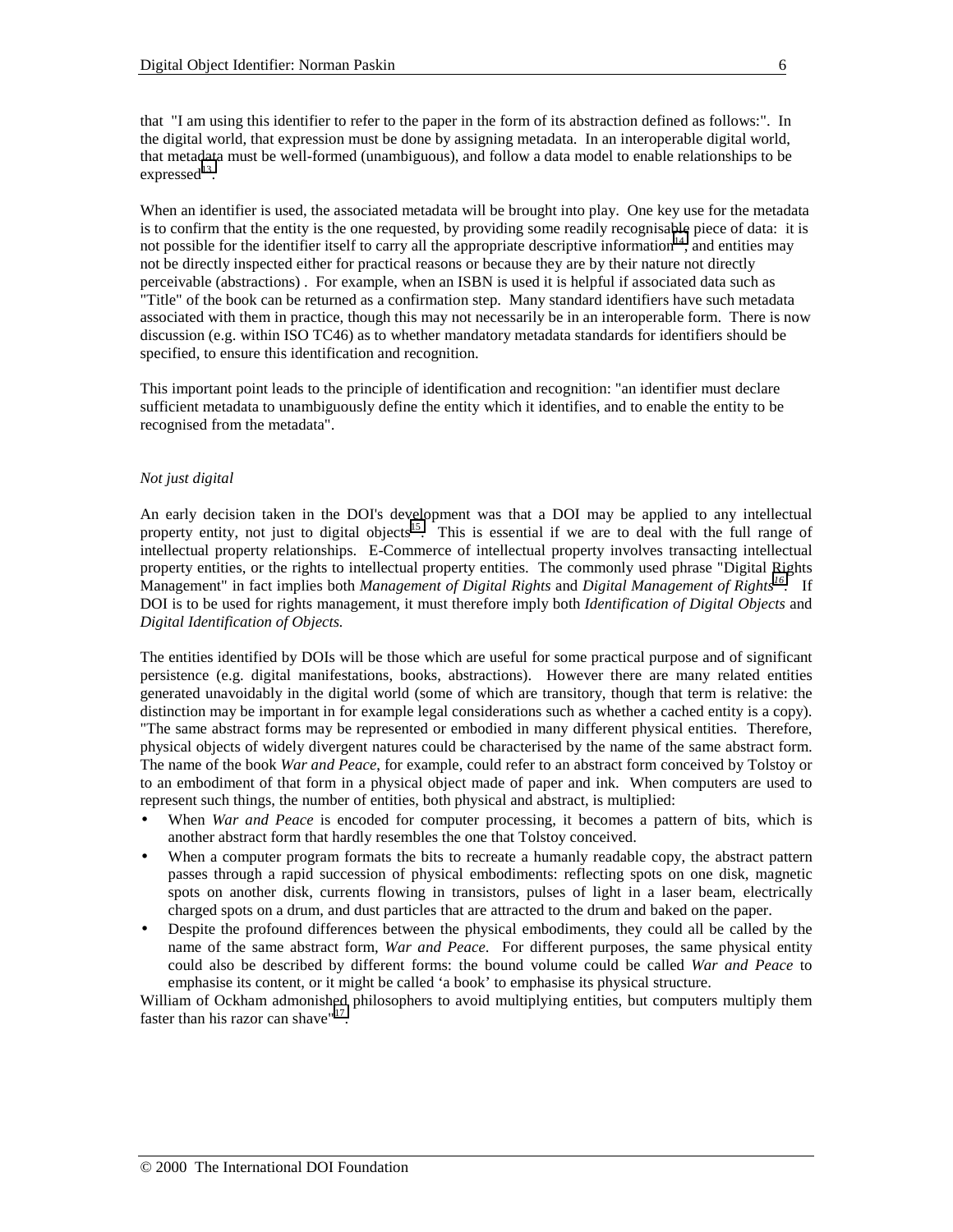that "I am using this identifier to refer to the paper in the form of its abstraction defined as follows:". In the digital world, that expression must be done by assigning metadata. In an interoperable digital world, that metadata must be well-formed (unambiguous), and follow a data model to enable relationships to be expressed[13].

When an identifier is used, the associated metadata will be brought into play. One key use for the metadata is to confirm that the entity is the one requested, by providing some readily recognisable piece of data: it is not possible for the identifier itself to carry all the appropriate descriptive information[14], and entities may not be directly inspected either for practical reasons or because they are by their nature not directly perceivable (abstractions) . For example, when an ISBN is used it is helpful if associated data such as "Title" of the book can be returned as a confirmation step. Many standard identifiers have such metadata associated with them in practice, though this may not necessarily be in an interoperable form. There is now discussion (e.g. within ISO TC46) as to whether mandatory metadata standards for identifiers should be specified, to ensure this identification and recognition.

This important point leads to the principle of identification and recognition: "an identifier must declare sufficient metadata to unambiguously define the entity which it identifies, and to enable the entity to be recognised from the metadata".

*Not just digital*

An early decision taken in the DOI's development was that a DOI may be applied to any intellectual property entity, not just to digital objects[15]. This is essential if we are to deal with the full range of intellectual property relationships. E-Commerce of intellectual property involves transacting intellectual property entities, or the rights to intellectual property entities. The commonly used phrase "Digital Rights Management" in fact implies both *Management of Digital Rights* and *Digital Management of Rights*[16]. If DOI is to be used for rights management, it must therefore imply both *Identification of Digital Objects* and *Digital Identification of Objects.*

The entities identified by DOIs will be those which are useful for some practical purpose and of significant persistence (e.g. digital manifestations, books, abstractions). However there are many related entities generated unavoidably in the digital world (some of which are transitory, though that term is relative: the distinction may be important in for example legal considerations such as whether a cached entity is a copy). "The same abstract forms may be represented or embodied in many different physical entities. Therefore, physical objects of widely divergent natures could be characterised by the name of the same abstract form. The name of the book *War and Peace*, for example, could refer to an abstract form conceived by Tolstoy or to an embodiment of that form in a physical object made of paper and ink. When computers are used to represent such things, the number of entities, both physical and abstract, is multiplied:

- When *War and Peace* is encoded for computer processing, it becomes a pattern of bits, which is another abstract form that hardly resembles the one that Tolstoy conceived.
- When a computer program formats the bits to recreate a humanly readable copy, the abstract pattern passes through a rapid succession of physical embodiments: reflecting spots on one disk, magnetic spots on another disk, currents flowing in transistors, pulses of light in a laser beam, electrically charged spots on a drum, and dust particles that are attracted to the drum and baked on the paper.
- Despite the profound differences between the physical embodiments, they could all be called by the name of the same abstract form, *War and Peace*. For different purposes, the same physical entity could also be described by different forms: the bound volume could be called *War and Peace* to emphasise its content, or it might be called 'a book' to emphasise its physical structure.

William of Ockham admonished philosophers to avoid multiplying entities, but computers multiply them faster than his razor can shave"[17].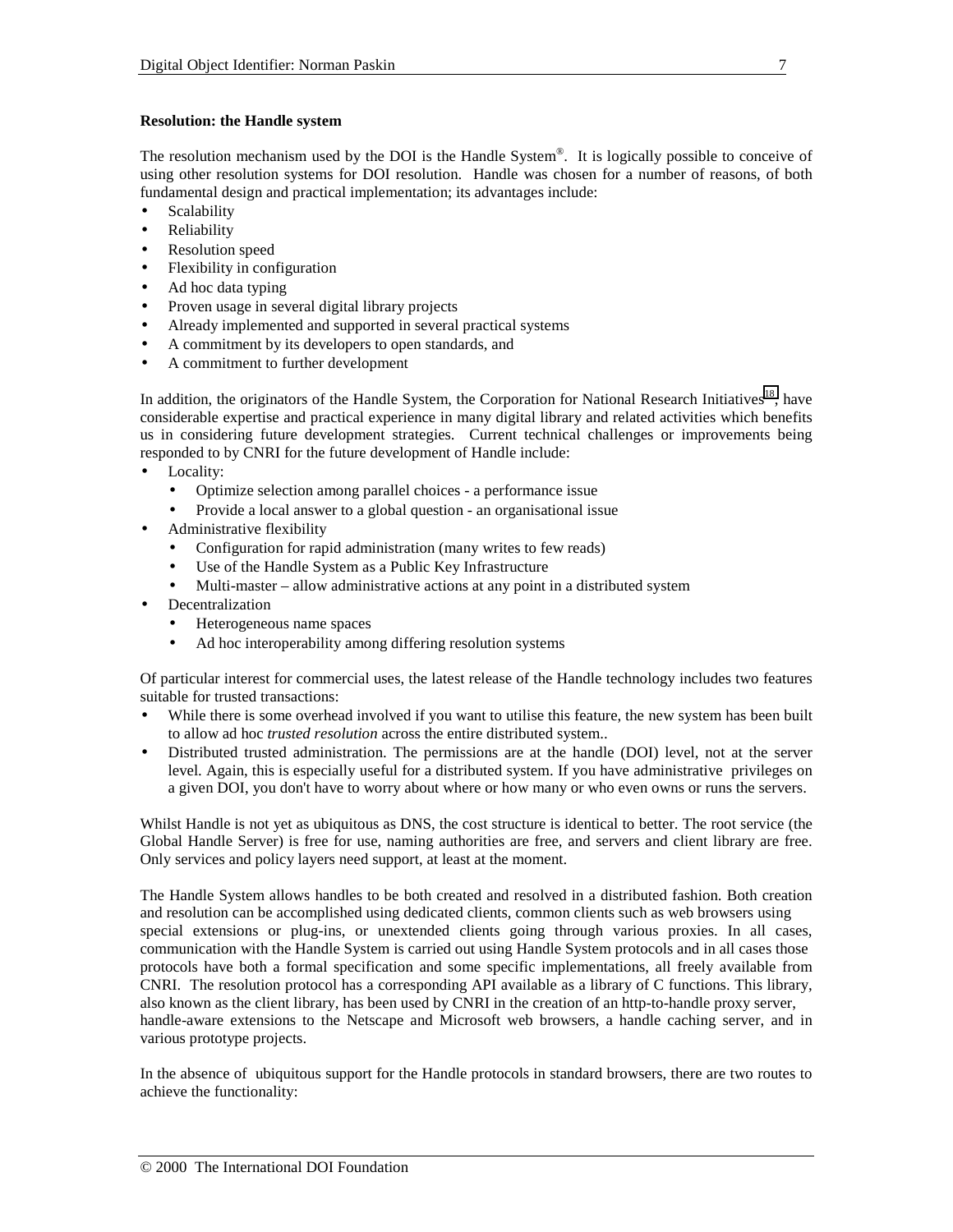**Resolution: the Handle system**

The resolution mechanism used by the DOI is the Handle System®. It is logically possible to conceive of using other resolution systems for DOI resolution. Handle was chosen for a number of reasons, of both fundamental design and practical implementation; its advantages include:

- Scalability
- Reliability
- Resolution speed
- Flexibility in configuration
- Ad hoc data typing
- Proven usage in several digital library projects
- Already implemented and supported in several practical systems
- A commitment by its developers to open standards, and
- A commitment to further development

In addition, the originators of the Handle System, the Corporation for National Research Initiatives[18], have considerable expertise and practical experience in many digital library and related activities which benefits us in considering future development strategies. Current technical challenges or improvements being responded to by CNRI for the future development of Handle include:

- Locality:
  - Optimize selection among parallel choices - a performance issue
  - Provide a local answer to a global question - an organisational issue
- Administrative flexibility
  - Configuration for rapid administration (many writes to few reads)
  - Use of the Handle System as a Public Key Infrastructure
  - Multi-master – allow administrative actions at any point in a distributed system
- Decentralization
  - Heterogeneous name spaces
  - Ad hoc interoperability among differing resolution systems

Of particular interest for commercial uses, the latest release of the Handle technology includes two features suitable for trusted transactions:

- While there is some overhead involved if you want to utilise this feature, the new system has been built to allow ad hoc *trusted resolution* across the entire distributed system..
- Distributed trusted administration. The permissions are at the handle (DOI) level, not at the server level. Again, this is especially useful for a distributed system. If you have administrative privileges on a given DOI, you don't have to worry about where or how many or who even owns or runs the servers.

Whilst Handle is not yet as ubiquitous as DNS, the cost structure is identical to better. The root service (the Global Handle Server) is free for use, naming authorities are free, and servers and client library are free. Only services and policy layers need support, at least at the moment.

The Handle System allows handles to be both created and resolved in a distributed fashion. Both creation and resolution can be accomplished using dedicated clients, common clients such as web browsers using special extensions or plug-ins, or unextended clients going through various proxies. In all cases, communication with the Handle System is carried out using Handle System protocols and in all cases those protocols have both a formal specification and some specific implementations, all freely available from CNRI. The resolution protocol has a corresponding API available as a library of C functions. This library, also known as the client library, has been used by CNRI in the creation of an http-to-handle proxy server, handle-aware extensions to the Netscape and Microsoft web browsers, a handle caching server, and in various prototype projects.

In the absence of ubiquitous support for the Handle protocols in standard browsers, there are two routes to achieve the functionality: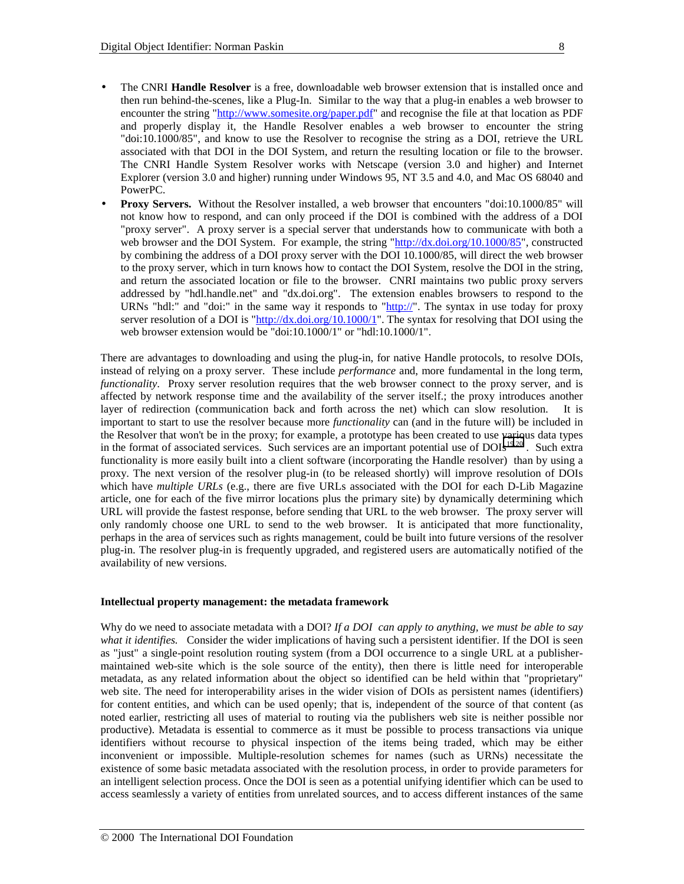- The CNRI **Handle Resolver** is a free, downloadable web browser extension that is installed once and then run behind-the-scenes, like a Plug-In. Similar to the way that a plug-in enables a web browser to encounter the string "http://www.somesite.org/paper.pdf" and recognise the file at that location as PDF and properly display it, the Handle Resolver enables a web browser to encounter the string "doi:10.1000/85", and know to use the Resolver to recognise the string as a DOI, retrieve the URL associated with that DOI in the DOI System, and return the resulting location or file to the browser. The CNRI Handle System Resolver works with Netscape (version 3.0 and higher) and Internet Explorer (version 3.0 and higher) running under Windows 95, NT 3.5 and 4.0, and Mac OS 68040 and PowerPC.
- **Proxy Servers.** Without the Resolver installed, a web browser that encounters "doi:10.1000/85" will not know how to respond, and can only proceed if the DOI is combined with the address of a DOI "proxy server". A proxy server is a special server that understands how to communicate with both a web browser and the DOI System. For example, the string "http://dx.doi.org/10.1000/85", constructed by combining the address of a DOI proxy server with the DOI 10.1000/85, will direct the web browser to the proxy server, which in turn knows how to contact the DOI System, resolve the DOI in the string, and return the associated location or file to the browser. CNRI maintains two public proxy servers addressed by "hdl.handle.net" and "dx.doi.org". The extension enables browsers to respond to the URNs "hdl:" and "doi:" in the same way it responds to "http://". The syntax in use today for proxy server resolution of a DOI is "http://dx.doi.org/10.1000/1". The syntax for resolving that DOI using the web browser extension would be "doi:10.1000/1" or "hdl:10.1000/1".

There are advantages to downloading and using the plug-in, for native Handle protocols, to resolve DOIs, instead of relying on a proxy server. These include *performance* and, more fundamental in the long term, *functionality*. Proxy server resolution requires that the web browser connect to the proxy server, and is affected by network response time and the availability of the server itself.; the proxy introduces another layer of redirection (communication back and forth across the net) which can slow resolution. It is important to start to use the resolver because more *functionality* can (and in the future will) be included in the Resolver that won't be in the proxy; for example, a prototype has been created to use various data types in the format of associated services. Such services are an important potential use of DOIs[19,20]. Such extra functionality is more easily built into a client software (incorporating the Handle resolver) than by using a proxy. The next version of the resolver plug-in (to be released shortly) will improve resolution of DOIs which have *multiple URLs* (e.g., there are five URLs associated with the DOI for each D-Lib Magazine article, one for each of the five mirror locations plus the primary site) by dynamically determining which URL will provide the fastest response, before sending that URL to the web browser. The proxy server will only randomly choose one URL to send to the web browser. It is anticipated that more functionality, perhaps in the area of services such as rights management, could be built into future versions of the resolver plug-in. The resolver plug-in is frequently upgraded, and registered users are automatically notified of the availability of new versions.

**Intellectual property management: the metadata framework**

Why do we need to associate metadata with a DOI? *If a DOI can apply to anything, we must be able to say what it identifies.* Consider the wider implications of having such a persistent identifier. If the DOI is seen as "just" a single-point resolution routing system (from a DOI occurrence to a single URL at a publisher-maintained web-site which is the sole source of the entity), then there is little need for interoperable metadata, as any related information about the object so identified can be held within that "proprietary" web site. The need for interoperability arises in the wider vision of DOIs as persistent names (identifiers) for content entities, and which can be used openly; that is, independent of the source of that content (as noted earlier, restricting all uses of material to routing via the publishers web site is neither possible nor productive). Metadata is essential to commerce as it must be possible to process transactions via unique identifiers without recourse to physical inspection of the items being traded, which may be either inconvenient or impossible. Multiple-resolution schemes for names (such as URNs) necessitate the existence of some basic metadata associated with the resolution process, in order to provide parameters for an intelligent selection process. Once the DOI is seen as a potential unifying identifier which can be used to access seamlessly a variety of entities from unrelated sources, and to access different instances of the same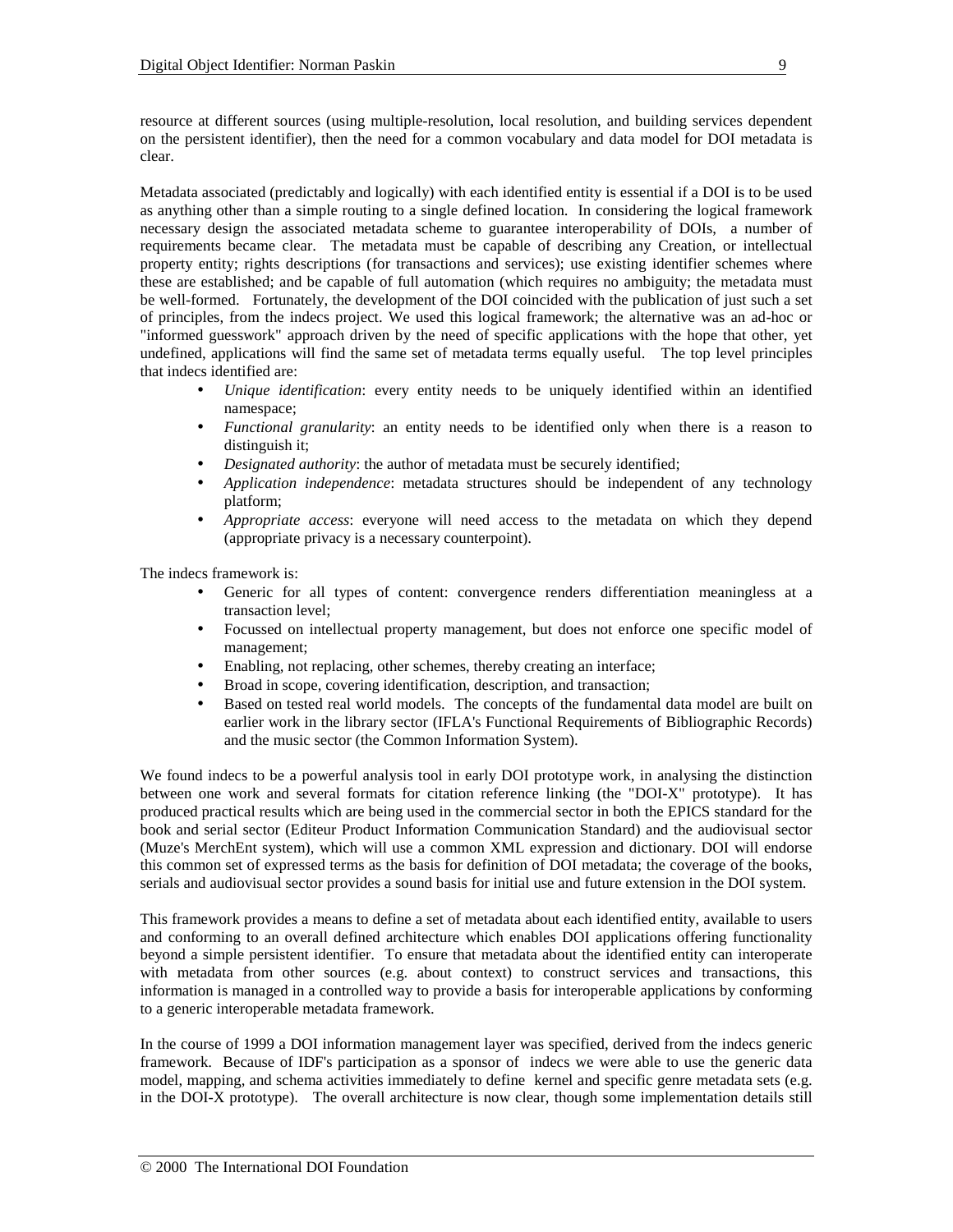resource at different sources (using multiple-resolution, local resolution, and building services dependent on the persistent identifier), then the need for a common vocabulary and data model for DOI metadata is clear.

Metadata associated (predictably and logically) with each identified entity is essential if a DOI is to be used as anything other than a simple routing to a single defined location. In considering the logical framework necessary design the associated metadata scheme to guarantee interoperability of DOIs, a number of requirements became clear. The metadata must be capable of describing any Creation, or intellectual property entity; rights descriptions (for transactions and services); use existing identifier schemes where these are established; and be capable of full automation (which requires no ambiguity; the metadata must be well-formed. Fortunately, the development of the DOI coincided with the publication of just such a set of principles, from the indecs project. We used this logical framework; the alternative was an ad-hoc or "informed guesswork" approach driven by the need of specific applications with the hope that other, yet undefined, applications will find the same set of metadata terms equally useful. The top level principles that indecs identified are:

- *Unique identification*: every entity needs to be uniquely identified within an identified namespace;
- *Functional granularity*: an entity needs to be identified only when there is a reason to distinguish it;
- *Designated authority*: the author of metadata must be securely identified;
- *Application independence*: metadata structures should be independent of any technology platform;
- *Appropriate access*: everyone will need access to the metadata on which they depend (appropriate privacy is a necessary counterpoint).

The indecs framework is:

- Generic for all types of content: convergence renders differentiation meaningless at a transaction level;
- Focussed on intellectual property management, but does not enforce one specific model of management;
- Enabling, not replacing, other schemes, thereby creating an interface;
- Broad in scope, covering identification, description, and transaction;
- Based on tested real world models. The concepts of the fundamental data model are built on earlier work in the library sector (IFLA's Functional Requirements of Bibliographic Records) and the music sector (the Common Information System).

We found indecs to be a powerful analysis tool in early DOI prototype work, in analysing the distinction between one work and several formats for citation reference linking (the "DOI-X" prototype). It has produced practical results which are being used in the commercial sector in both the EPICS standard for the book and serial sector (Editeur Product Information Communication Standard) and the audiovisual sector (Muze's MerchEnt system), which will use a common XML expression and dictionary. DOI will endorse this common set of expressed terms as the basis for definition of DOI metadata; the coverage of the books, serials and audiovisual sector provides a sound basis for initial use and future extension in the DOI system.

This framework provides a means to define a set of metadata about each identified entity, available to users and conforming to an overall defined architecture which enables DOI applications offering functionality beyond a simple persistent identifier. To ensure that metadata about the identified entity can interoperate with metadata from other sources (e.g. about context) to construct services and transactions, this information is managed in a controlled way to provide a basis for interoperable applications by conforming to a generic interoperable metadata framework.

In the course of 1999 a DOI information management layer was specified, derived from the indecs generic framework. Because of IDF's participation as a sponsor of indecs we were able to use the generic data model, mapping, and schema activities immediately to define kernel and specific genre metadata sets (e.g. in the DOI-X prototype). The overall architecture is now clear, though some implementation details still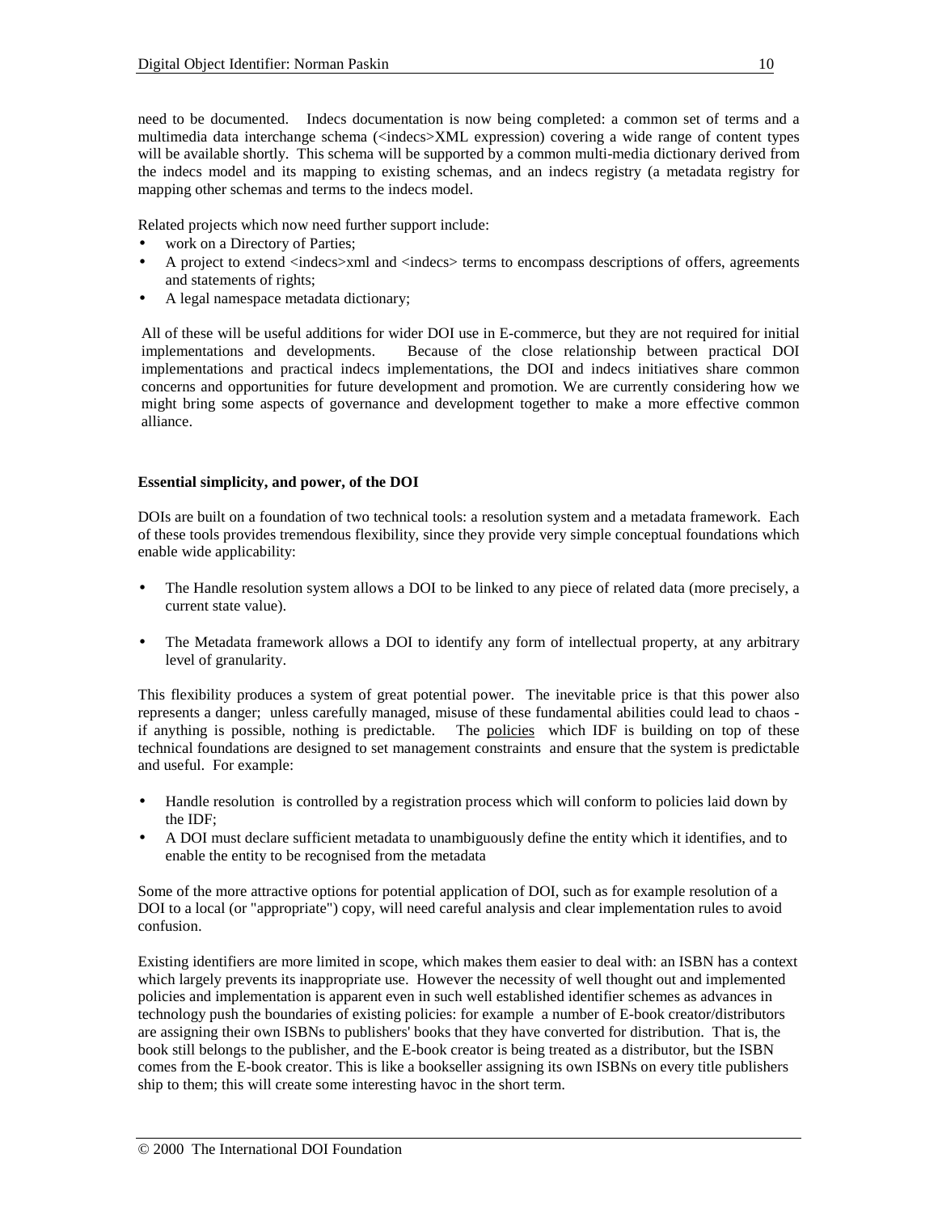need to be documented. Indecs documentation is now being completed: a common set of terms and a multimedia data interchange schema (<indecs>XML expression) covering a wide range of content types will be available shortly. This schema will be supported by a common multi-media dictionary derived from the indecs model and its mapping to existing schemas, and an indecs registry (a metadata registry for mapping other schemas and terms to the indecs model.

Related projects which now need further support include:

- work on a Directory of Parties;
- A project to extend <indecs>xml and <indecs> terms to encompass descriptions of offers, agreements and statements of rights;
- A legal namespace metadata dictionary;

All of these will be useful additions for wider DOI use in E-commerce, but they are not required for initial implementations and developments. Because of the close relationship between practical DOI implementations and practical indecs implementations, the DOI and indecs initiatives share common concerns and opportunities for future development and promotion. We are currently considering how we might bring some aspects of governance and development together to make a more effective common alliance.

**Essential simplicity, and power, of the DOI**

DOIs are built on a foundation of two technical tools: a resolution system and a metadata framework. Each of these tools provides tremendous flexibility, since they provide very simple conceptual foundations which enable wide applicability:

- The Handle resolution system allows a DOI to be linked to any piece of related data (more precisely, a current state value).
- The Metadata framework allows a DOI to identify any form of intellectual property, at any arbitrary level of granularity.

This flexibility produces a system of great potential power. The inevitable price is that this power also represents a danger; unless carefully managed, misuse of these fundamental abilities could lead to chaos - if anything is possible, nothing is predictable. The <u>policies</u> which IDF is building on top of these technical foundations are designed to set management constraints and ensure that the system is predictable and useful. For example:

- Handle resolution is controlled by a registration process which will conform to policies laid down by the IDF;
- A DOI must declare sufficient metadata to unambiguously define the entity which it identifies, and to enable the entity to be recognised from the metadata

Some of the more attractive options for potential application of DOI, such as for example resolution of a DOI to a local (or "appropriate") copy, will need careful analysis and clear implementation rules to avoid confusion.

Existing identifiers are more limited in scope, which makes them easier to deal with: an ISBN has a context which largely prevents its inappropriate use. However the necessity of well thought out and implemented policies and implementation is apparent even in such well established identifier schemes as advances in technology push the boundaries of existing policies: for example a number of E-book creator/distributors are assigning their own ISBNs to publishers' books that they have converted for distribution. That is, the book still belongs to the publisher, and the E-book creator is being treated as a distributor, but the ISBN comes from the E-book creator. This is like a bookseller assigning its own ISBNs on every title publishers ship to them; this will create some interesting havoc in the short term.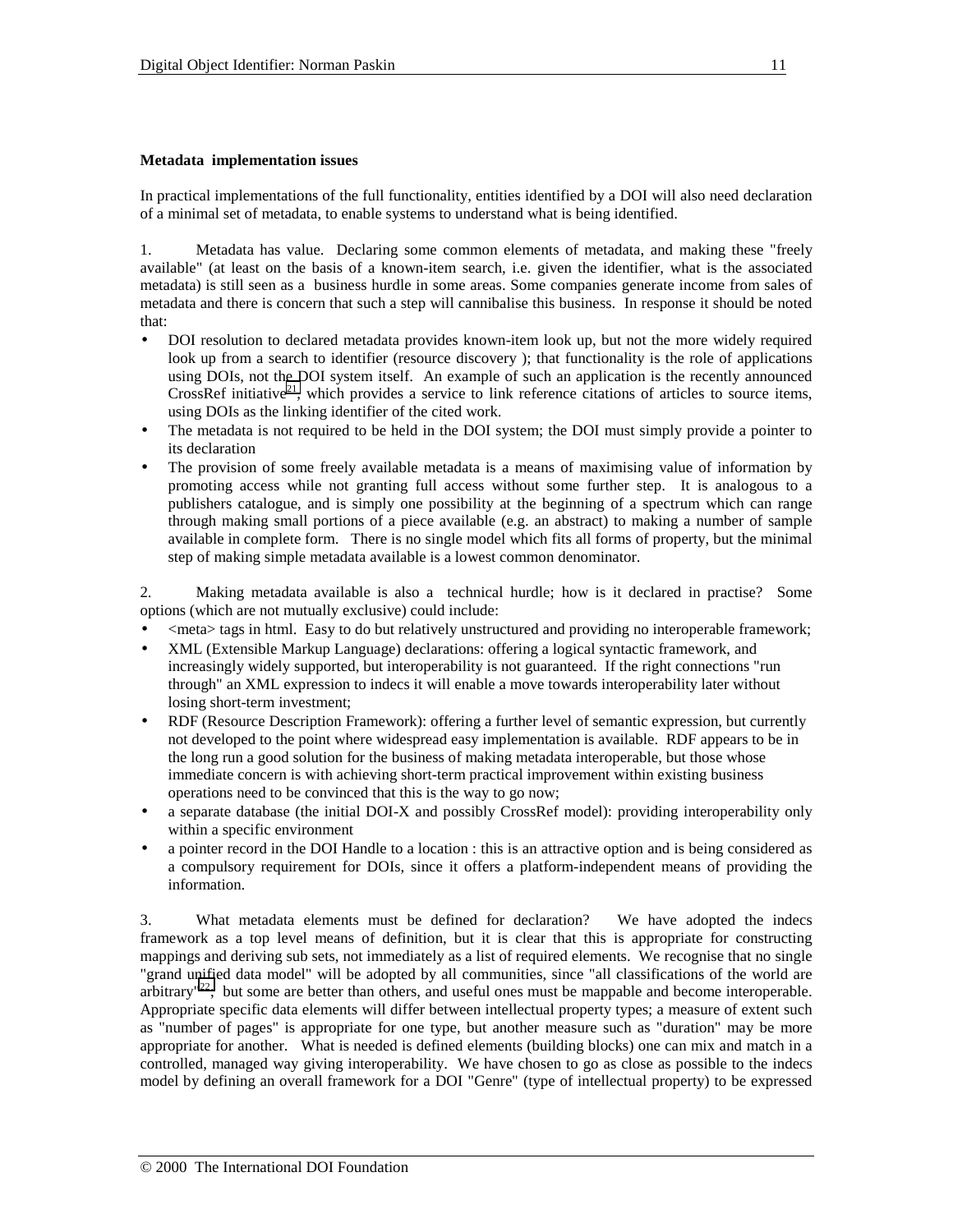**Metadata implementation issues**

In practical implementations of the full functionality, entities identified by a DOI will also need declaration of a minimal set of metadata, to enable systems to understand what is being identified.

1. Metadata has value. Declaring some common elements of metadata, and making these "freely available" (at least on the basis of a known-item search, i.e. given the identifier, what is the associated metadata) is still seen as a business hurdle in some areas. Some companies generate income from sales of metadata and there is concern that such a step will cannibalise this business. In response it should be noted that:

- DOI resolution to declared metadata provides known-item look up, but not the more widely required look up from a search to identifier (resource discovery ); that functionality is the role of applications using DOIs, not the DOI system itself. An example of such an application is the recently announced CrossRef initiative[21], which provides a service to link reference citations of articles to source items, using DOIs as the linking identifier of the cited work.
- The metadata is not required to be held in the DOI system; the DOI must simply provide a pointer to its declaration
- The provision of some freely available metadata is a means of maximising value of information by promoting access while not granting full access without some further step. It is analogous to a publishers catalogue, and is simply one possibility at the beginning of a spectrum which can range through making small portions of a piece available (e.g. an abstract) to making a number of sample available in complete form. There is no single model which fits all forms of property, but the minimal step of making simple metadata available is a lowest common denominator.

2. Making metadata available is also a technical hurdle; how is it declared in practise? Some options (which are not mutually exclusive) could include:

- <meta> tags in html. Easy to do but relatively unstructured and providing no interoperable framework;
- XML (Extensible Markup Language) declarations: offering a logical syntactic framework, and increasingly widely supported, but interoperability is not guaranteed. If the right connections "run through" an XML expression to indecs it will enable a move towards interoperability later without losing short-term investment;
- RDF (Resource Description Framework): offering a further level of semantic expression, but currently not developed to the point where widespread easy implementation is available. RDF appears to be in the long run a good solution for the business of making metadata interoperable, but those whose immediate concern is with achieving short-term practical improvement within existing business operations need to be convinced that this is the way to go now;
- a separate database (the initial DOI-X and possibly CrossRef model): providing interoperability only within a specific environment
- a pointer record in the DOI Handle to a location : this is an attractive option and is being considered as a compulsory requirement for DOIs, since it offers a platform-independent means of providing the information.

3. What metadata elements must be defined for declaration? We have adopted the indecs framework as a top level means of definition, but it is clear that this is appropriate for constructing mappings and deriving sub sets, not immediately as a list of required elements. We recognise that no single "grand unified data model" will be adopted by all communities, since "all classifications of the world are arbitrary"[22], but some are better than others, and useful ones must be mappable and become interoperable. Appropriate specific data elements will differ between intellectual property types; a measure of extent such as "number of pages" is appropriate for one type, but another measure such as "duration" may be more appropriate for another. What is needed is defined elements (building blocks) one can mix and match in a controlled, managed way giving interoperability. We have chosen to go as close as possible to the indecs model by defining an overall framework for a DOI "Genre" (type of intellectual property) to be expressed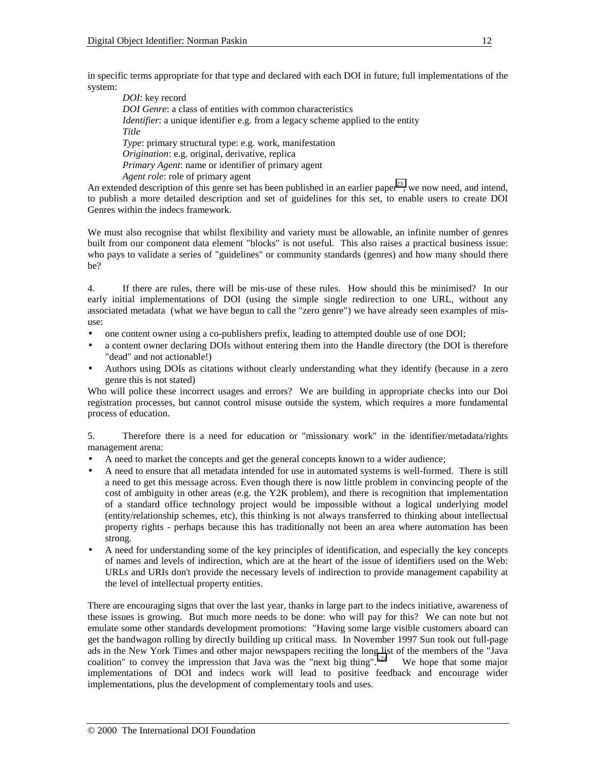in specific terms appropriate for that type and declared with each DOI in future, full implementations of the system:

*DOI*: key record
*DOI Genre*: a class of entities with common characteristics
*Identifier*: a unique identifier e.g. from a legacy scheme applied to the entity
*Title*
*Type*: primary structural type: e.g. work, manifestation
*Origination*: e.g. original, derivative, replica
*Primary Agent*: name or identifier of primary agent
*Agent role*: role of primary agent

An extended description of this genre set has been published in an earlier paper[23]; we now need, and intend, to publish a more detailed description and set of guidelines for this set, to enable users to create DOI Genres within the indecs framework.

We must also recognise that whilst flexibility and variety must be allowable, an infinite number of genres built from our component data element "blocks" is not useful. This also raises a practical business issue: who pays to validate a series of "guidelines" or community standards (genres) and how many should there be?

4. If there are rules, there will be mis-use of these rules. How should this be minimised? In our early initial implementations of DOI (using the simple single redirection to one URL, without any associated metadata (what we have begun to call the "zero genre") we have already seen examples of mis-use:

- one content owner using a co-publishers prefix, leading to attempted double use of one DOI;
- a content owner declaring DOIs without entering them into the Handle directory (the DOI is therefore "dead" and not actionable!)
- Authors using DOIs as citations without clearly understanding what they identify (because in a zero genre this is not stated)

Who will police these incorrect usages and errors? We are building in appropriate checks into our Doi registration processes, but cannot control misuse outside the system, which requires a more fundamental process of education.

5. Therefore there is a need for education or "missionary work" in the identifier/metadata/rights management arena:

- A need to market the concepts and get the general concepts known to a wider audience;
- A need to ensure that all metadata intended for use in automated systems is well-formed. There is still a need to get this message across. Even though there is now little problem in convincing people of the cost of ambiguity in other areas (e.g. the Y2K problem), and there is recognition that implementation of a standard office technology project would be impossible without a logical underlying model (entity/relationship schemes, etc), this thinking is not always transferred to thinking about intellectual property rights - perhaps because this has traditionally not been an area where automation has been strong.
- A need for understanding some of the key principles of identification, and especially the key concepts of names and levels of indirection, which are at the heart of the issue of identifiers used on the Web: URLs and URIs don't provide the necessary levels of indirection to provide management capability at the level of intellectual property entities.

There are encouraging signs that over the last year, thanks in large part to the indecs initiative, awareness of these issues is growing. But much more needs to be done: who will pay for this? We can note but not emulate some other standards development promotions: "Having some large visible customers aboard can get the bandwagon rolling by directly building up critical mass. In November 1997 Sun took out full-page ads in the New York Times and other major newspapers reciting the long list of the members of the "Java coalition" to convey the impression that Java was the "next big thing".[24] We hope that some major implementations of DOI and indecs work will lead to positive feedback and encourage wider implementations, plus the development of complementary tools and uses.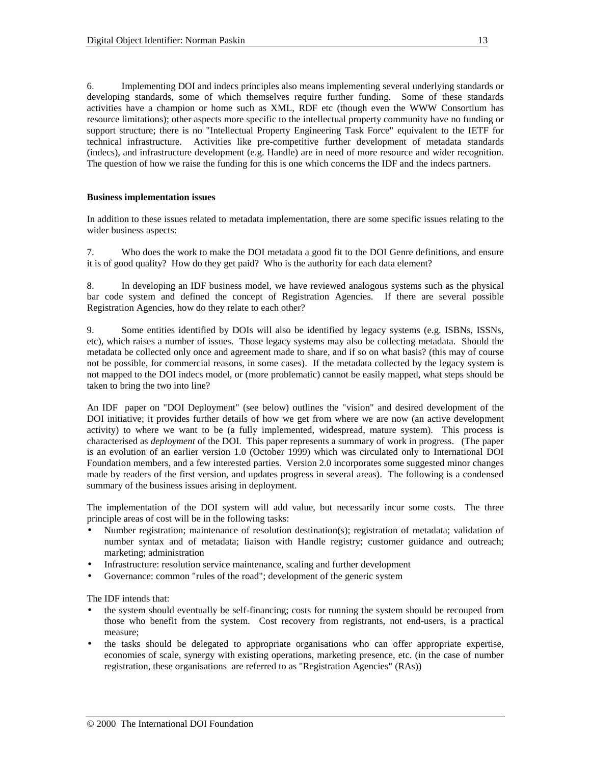6. Implementing DOI and indecs principles also means implementing several underlying standards or developing standards, some of which themselves require further funding. Some of these standards activities have a champion or home such as XML, RDF etc (though even the WWW Consortium has resource limitations); other aspects more specific to the intellectual property community have no funding or support structure; there is no "Intellectual Property Engineering Task Force" equivalent to the IETF for technical infrastructure. Activities like pre-competitive further development of metadata standards (indecs), and infrastructure development (e.g. Handle) are in need of more resource and wider recognition. The question of how we raise the funding for this is one which concerns the IDF and the indecs partners.

**Business implementation issues**

In addition to these issues related to metadata implementation, there are some specific issues relating to the wider business aspects:

7. Who does the work to make the DOI metadata a good fit to the DOI Genre definitions, and ensure it is of good quality? How do they get paid? Who is the authority for each data element?

8. In developing an IDF business model, we have reviewed analogous systems such as the physical bar code system and defined the concept of Registration Agencies. If there are several possible Registration Agencies, how do they relate to each other?

9. Some entities identified by DOIs will also be identified by legacy systems (e.g. ISBNs, ISSNs, etc), which raises a number of issues. Those legacy systems may also be collecting metadata. Should the metadata be collected only once and agreement made to share, and if so on what basis? (this may of course not be possible, for commercial reasons, in some cases). If the metadata collected by the legacy system is not mapped to the DOI indecs model, or (more problematic) cannot be easily mapped, what steps should be taken to bring the two into line?

An IDF paper on "DOI Deployment" (see below) outlines the "vision" and desired development of the DOI initiative; it provides further details of how we get from where we are now (an active development activity) to where we want to be (a fully implemented, widespread, mature system). This process is characterised as *deployment* of the DOI. This paper represents a summary of work in progress. (The paper is an evolution of an earlier version 1.0 (October 1999) which was circulated only to International DOI Foundation members, and a few interested parties. Version 2.0 incorporates some suggested minor changes made by readers of the first version, and updates progress in several areas). The following is a condensed summary of the business issues arising in deployment.

The implementation of the DOI system will add value, but necessarily incur some costs. The three principle areas of cost will be in the following tasks:

- Number registration; maintenance of resolution destination(s); registration of metadata; validation of number syntax and of metadata; liaison with Handle registry; customer guidance and outreach; marketing; administration
- Infrastructure: resolution service maintenance, scaling and further development
- Governance: common "rules of the road"; development of the generic system

The IDF intends that:

- the system should eventually be self-financing; costs for running the system should be recouped from those who benefit from the system. Cost recovery from registrants, not end-users, is a practical measure;
- the tasks should be delegated to appropriate organisations who can offer appropriate expertise, economies of scale, synergy with existing operations, marketing presence, etc. (in the case of number registration, these organisations are referred to as "Registration Agencies" (RAs))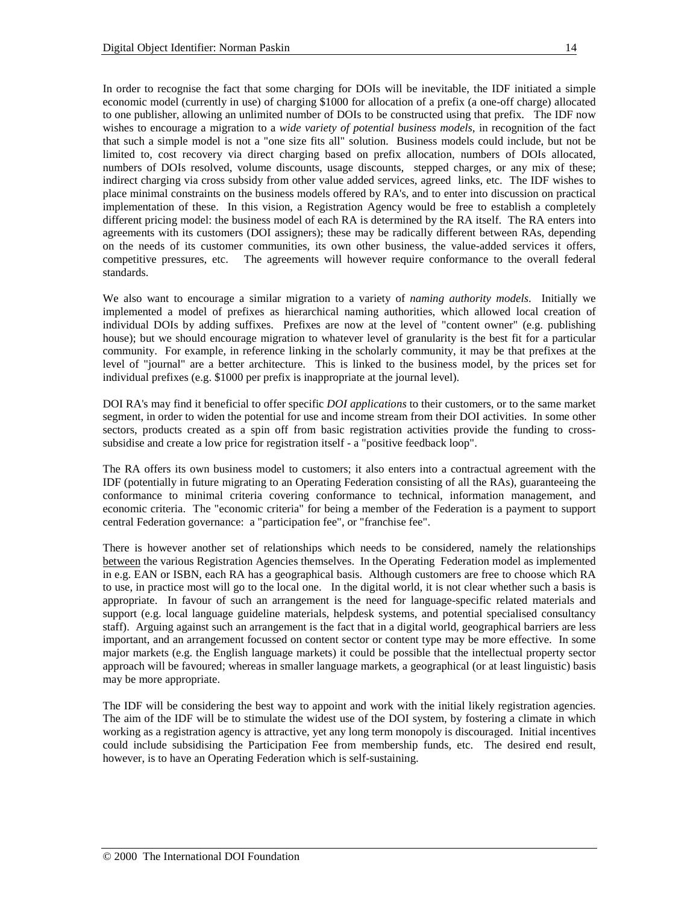In order to recognise the fact that some charging for DOIs will be inevitable, the IDF initiated a simple economic model (currently in use) of charging $1000 for allocation of a prefix (a one-off charge) allocated to one publisher, allowing an unlimited number of DOIs to be constructed using that prefix. The IDF now wishes to encourage a migration to a *wide variety of potential business models*, in recognition of the fact that such a simple model is not a "one size fits all" solution. Business models could include, but not be limited to, cost recovery via direct charging based on prefix allocation, numbers of DOIs allocated, numbers of DOIs resolved, volume discounts, usage discounts, stepped charges, or any mix of these; indirect charging via cross subsidy from other value added services, agreed links, etc. The IDF wishes to place minimal constraints on the business models offered by RA's, and to enter into discussion on practical implementation of these. In this vision, a Registration Agency would be free to establish a completely different pricing model: the business model of each RA is determined by the RA itself. The RA enters into agreements with its customers (DOI assigners); these may be radically different between RAs, depending on the needs of its customer communities, its own other business, the value-added services it offers, competitive pressures, etc. The agreements will however require conformance to the overall federal standards.

We also want to encourage a similar migration to a variety of *naming authority models*. Initially we implemented a model of prefixes as hierarchical naming authorities, which allowed local creation of individual DOIs by adding suffixes. Prefixes are now at the level of "content owner" (e.g. publishing house); but we should encourage migration to whatever level of granularity is the best fit for a particular community. For example, in reference linking in the scholarly community, it may be that prefixes at the level of "journal" are a better architecture. This is linked to the business model, by the prices set for individual prefixes (e.g. $1000 per prefix is inappropriate at the journal level).

DOI RA's may find it beneficial to offer specific *DOI applications* to their customers, or to the same market segment, in order to widen the potential for use and income stream from their DOI activities. In some other sectors, products created as a spin off from basic registration activities provide the funding to cross-subsidise and create a low price for registration itself - a "positive feedback loop".

The RA offers its own business model to customers; it also enters into a contractual agreement with the IDF (potentially in future migrating to an Operating Federation consisting of all the RAs), guaranteeing the conformance to minimal criteria covering conformance to technical, information management, and economic criteria. The "economic criteria" for being a member of the Federation is a payment to support central Federation governance: a "participation fee", or "franchise fee".

There is however another set of relationships which needs to be considered, namely the relationships <u>between</u> the various Registration Agencies themselves. In the Operating Federation model as implemented in e.g. EAN or ISBN, each RA has a geographical basis. Although customers are free to choose which RA to use, in practice most will go to the local one. In the digital world, it is not clear whether such a basis is appropriate. In favour of such an arrangement is the need for language-specific related materials and support (e.g. local language guideline materials, helpdesk systems, and potential specialised consultancy staff). Arguing against such an arrangement is the fact that in a digital world, geographical barriers are less important, and an arrangement focussed on content sector or content type may be more effective. In some major markets (e.g. the English language markets) it could be possible that the intellectual property sector approach will be favoured; whereas in smaller language markets, a geographical (or at least linguistic) basis may be more appropriate.

The IDF will be considering the best way to appoint and work with the initial likely registration agencies. The aim of the IDF will be to stimulate the widest use of the DOI system, by fostering a climate in which working as a registration agency is attractive, yet any long term monopoly is discouraged. Initial incentives could include subsidising the Participation Fee from membership funds, etc. The desired end result, however, is to have an Operating Federation which is self-sustaining.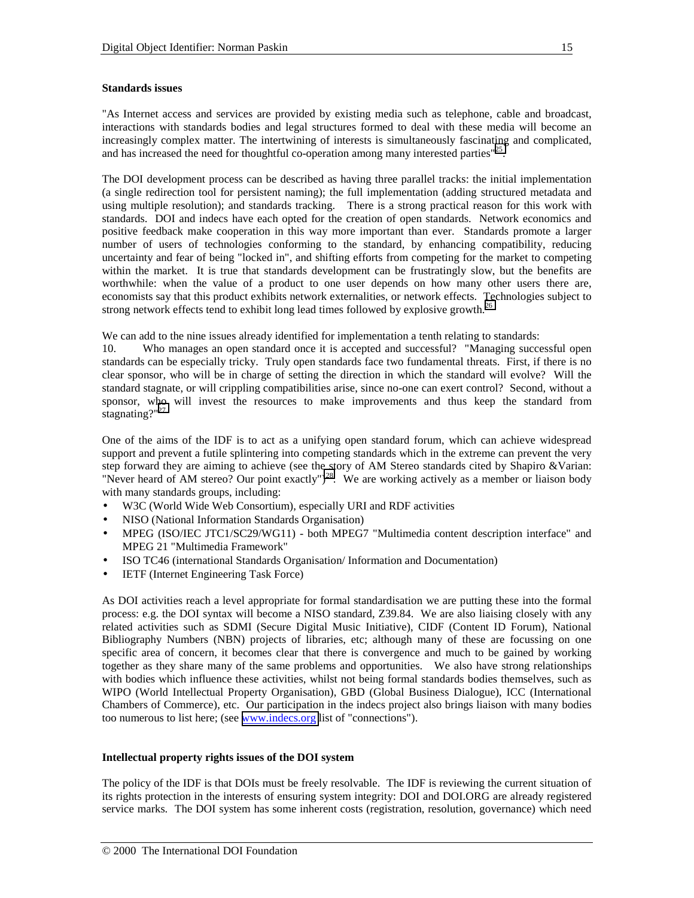**Standards issues**

"As Internet access and services are provided by existing media such as telephone, cable and broadcast, interactions with standards bodies and legal structures formed to deal with these media will become an increasingly complex matter. The intertwining of interests is simultaneously fascinating and complicated, and has increased the need for thoughtful co-operation among many interested parties"[25].

The DOI development process can be described as having three parallel tracks: the initial implementation (a single redirection tool for persistent naming); the full implementation (adding structured metadata and using multiple resolution); and standards tracking. There is a strong practical reason for this work with standards. DOI and indecs have each opted for the creation of open standards. Network economics and positive feedback make cooperation in this way more important than ever. Standards promote a larger number of users of technologies conforming to the standard, by enhancing compatibility, reducing uncertainty and fear of being "locked in", and shifting efforts from competing for the market to competing within the market. It is true that standards development can be frustratingly slow, but the benefits are worthwhile: when the value of a product to one user depends on how many other users there are, economists say that this product exhibits network externalities, or network effects. Technologies subject to strong network effects tend to exhibit long lead times followed by explosive growth.[26]

We can add to the nine issues already identified for implementation a tenth relating to standards:

10. Who manages an open standard once it is accepted and successful? "Managing successful open standards can be especially tricky. Truly open standards face two fundamental threats. First, if there is no clear sponsor, who will be in charge of setting the direction in which the standard will evolve? Will the standard stagnate, or will crippling compatibilities arise, since no-one can exert control? Second, without a sponsor, who will invest the resources to make improvements and thus keep the standard from stagnating?"[27]

One of the aims of the IDF is to act as a unifying open standard forum, which can achieve widespread support and prevent a futile splintering into competing standards which in the extreme can prevent the very step forward they are aiming to achieve (see the story of AM Stereo standards cited by Shapiro &Varian: "Never heard of AM stereo? Our point exactly")[28]. We are working actively as a member or liaison body with many standards groups, including:

- W3C (World Wide Web Consortium), especially URI and RDF activities
- NISO (National Information Standards Organisation)
- MPEG (ISO/IEC JTC1/SC29/WG11) - both MPEG7 "Multimedia content description interface" and MPEG 21 "Multimedia Framework"
- ISO TC46 (international Standards Organisation/ Information and Documentation)
- IETF (Internet Engineering Task Force)

As DOI activities reach a level appropriate for formal standardisation we are putting these into the formal process: e.g. the DOI syntax will become a NISO standard, Z39.84. We are also liaising closely with any related activities such as SDMI (Secure Digital Music Initiative), CIDF (Content ID Forum), National Bibliography Numbers (NBN) projects of libraries, etc; although many of these are focussing on one specific area of concern, it becomes clear that there is convergence and much to be gained by working together as they share many of the same problems and opportunities. We also have strong relationships with bodies which influence these activities, whilst not being formal standards bodies themselves, such as WIPO (World Intellectual Property Organisation), GBD (Global Business Dialogue), ICC (International Chambers of Commerce), etc. Our participation in the indecs project also brings liaison with many bodies too numerous to list here; (see www.indecs.org list of "connections").

**Intellectual property rights issues of the DOI system**

The policy of the IDF is that DOIs must be freely resolvable. The IDF is reviewing the current situation of its rights protection in the interests of ensuring system integrity: DOI and DOI.ORG are already registered service marks. The DOI system has some inherent costs (registration, resolution, governance) which need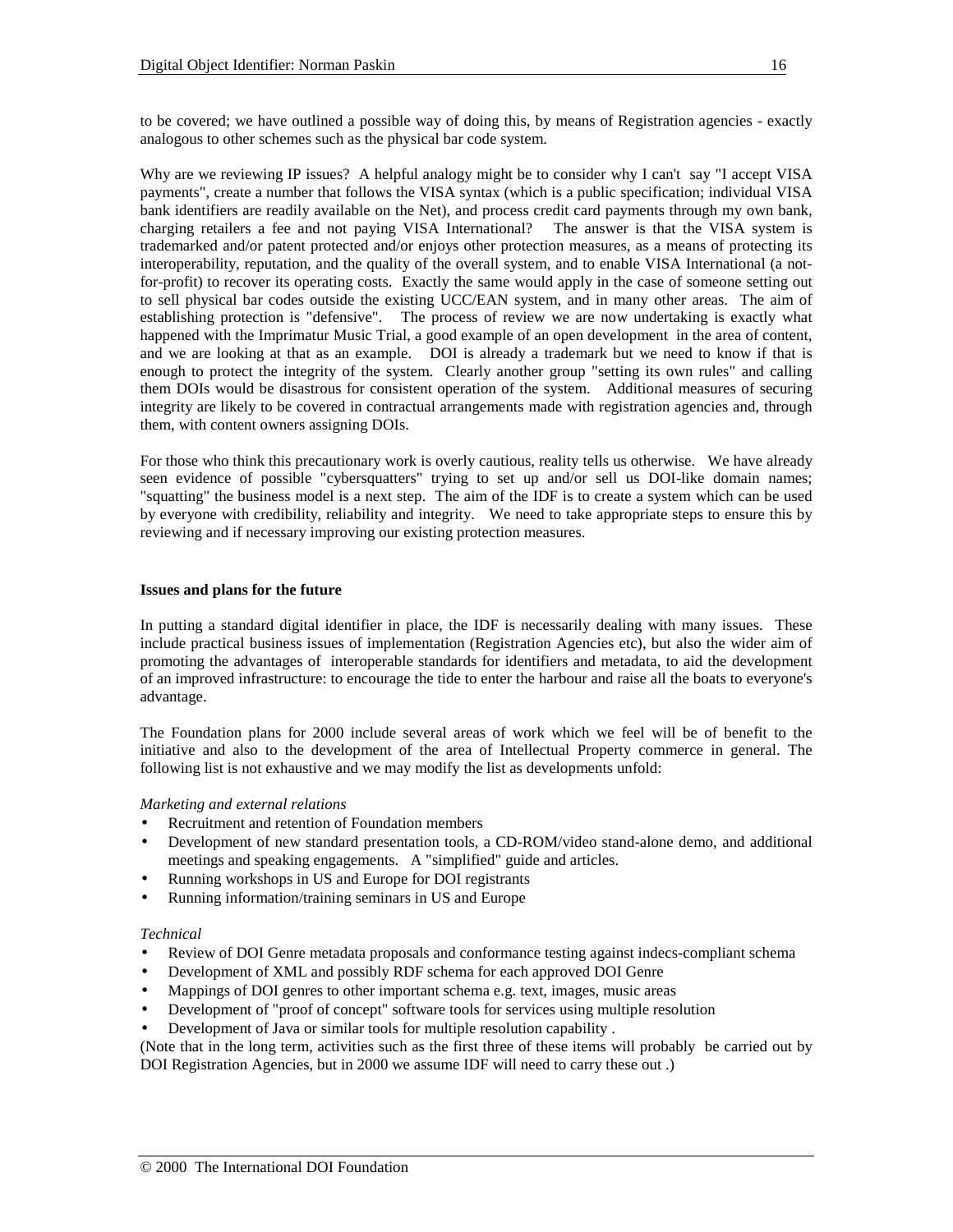to be covered; we have outlined a possible way of doing this, by means of Registration agencies - exactly analogous to other schemes such as the physical bar code system.

Why are we reviewing IP issues? A helpful analogy might be to consider why I can't say "I accept VISA payments", create a number that follows the VISA syntax (which is a public specification; individual VISA bank identifiers are readily available on the Net), and process credit card payments through my own bank, charging retailers a fee and not paying VISA International? The answer is that the VISA system is trademarked and/or patent protected and/or enjoys other protection measures, as a means of protecting its interoperability, reputation, and the quality of the overall system, and to enable VISA International (a not-for-profit) to recover its operating costs. Exactly the same would apply in the case of someone setting out to sell physical bar codes outside the existing UCC/EAN system, and in many other areas. The aim of establishing protection is "defensive". The process of review we are now undertaking is exactly what happened with the Imprimatur Music Trial, a good example of an open development in the area of content, and we are looking at that as an example. DOI is already a trademark but we need to know if that is enough to protect the integrity of the system. Clearly another group "setting its own rules" and calling them DOIs would be disastrous for consistent operation of the system. Additional measures of securing integrity are likely to be covered in contractual arrangements made with registration agencies and, through them, with content owners assigning DOIs.

For those who think this precautionary work is overly cautious, reality tells us otherwise. We have already seen evidence of possible "cybersquatters" trying to set up and/or sell us DOI-like domain names; "squatting" the business model is a next step. The aim of the IDF is to create a system which can be used by everyone with credibility, reliability and integrity. We need to take appropriate steps to ensure this by reviewing and if necessary improving our existing protection measures.

**Issues and plans for the future**

In putting a standard digital identifier in place, the IDF is necessarily dealing with many issues. These include practical business issues of implementation (Registration Agencies etc), but also the wider aim of promoting the advantages of interoperable standards for identifiers and metadata, to aid the development of an improved infrastructure: to encourage the tide to enter the harbour and raise all the boats to everyone's advantage.

The Foundation plans for 2000 include several areas of work which we feel will be of benefit to the initiative and also to the development of the area of Intellectual Property commerce in general. The following list is not exhaustive and we may modify the list as developments unfold:

*Marketing and external relations*

- Recruitment and retention of Foundation members
- Development of new standard presentation tools, a CD-ROM/video stand-alone demo, and additional meetings and speaking engagements. A "simplified" guide and articles.
- Running workshops in US and Europe for DOI registrants
- Running information/training seminars in US and Europe

*Technical*

- Review of DOI Genre metadata proposals and conformance testing against indecs-compliant schema
- Development of XML and possibly RDF schema for each approved DOI Genre
- Mappings of DOI genres to other important schema e.g. text, images, music areas
- Development of "proof of concept" software tools for services using multiple resolution
- Development of Java or similar tools for multiple resolution capability .

(Note that in the long term, activities such as the first three of these items will probably be carried out by DOI Registration Agencies, but in 2000 we assume IDF will need to carry these out .)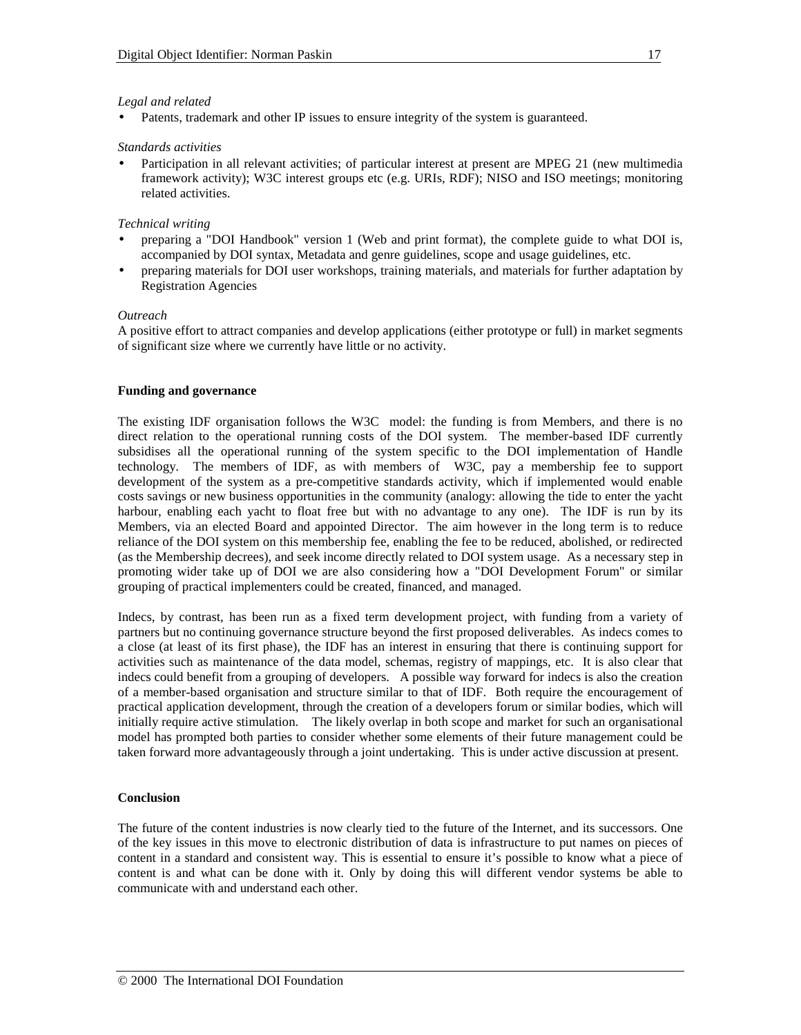*Legal and related*

- Patents, trademark and other IP issues to ensure integrity of the system is guaranteed.

*Standards activities*

- Participation in all relevant activities; of particular interest at present are MPEG 21 (new multimedia framework activity); W3C interest groups etc (e.g. URIs, RDF); NISO and ISO meetings; monitoring related activities.

*Technical writing*

- preparing a "DOI Handbook" version 1 (Web and print format), the complete guide to what DOI is, accompanied by DOI syntax, Metadata and genre guidelines, scope and usage guidelines, etc.
- preparing materials for DOI user workshops, training materials, and materials for further adaptation by Registration Agencies

*Outreach*

A positive effort to attract companies and develop applications (either prototype or full) in market segments of significant size where we currently have little or no activity.

**Funding and governance**

The existing IDF organisation follows the W3C model: the funding is from Members, and there is no direct relation to the operational running costs of the DOI system. The member-based IDF currently subsidises all the operational running of the system specific to the DOI implementation of Handle technology. The members of IDF, as with members of W3C, pay a membership fee to support development of the system as a pre-competitive standards activity, which if implemented would enable costs savings or new business opportunities in the community (analogy: allowing the tide to enter the yacht harbour, enabling each yacht to float free but with no advantage to any one). The IDF is run by its Members, via an elected Board and appointed Director. The aim however in the long term is to reduce reliance of the DOI system on this membership fee, enabling the fee to be reduced, abolished, or redirected (as the Membership decrees), and seek income directly related to DOI system usage. As a necessary step in promoting wider take up of DOI we are also considering how a "DOI Development Forum" or similar grouping of practical implementers could be created, financed, and managed.

Indecs, by contrast, has been run as a fixed term development project, with funding from a variety of partners but no continuing governance structure beyond the first proposed deliverables. As indecs comes to a close (at least of its first phase), the IDF has an interest in ensuring that there is continuing support for activities such as maintenance of the data model, schemas, registry of mappings, etc. It is also clear that indecs could benefit from a grouping of developers. A possible way forward for indecs is also the creation of a member-based organisation and structure similar to that of IDF. Both require the encouragement of practical application development, through the creation of a developers forum or similar bodies, which will initially require active stimulation. The likely overlap in both scope and market for such an organisational model has prompted both parties to consider whether some elements of their future management could be taken forward more advantageously through a joint undertaking. This is under active discussion at present.

**Conclusion**

The future of the content industries is now clearly tied to the future of the Internet, and its successors. One of the key issues in this move to electronic distribution of data is infrastructure to put names on pieces of content in a standard and consistent way. This is essential to ensure it's possible to know what a piece of content is and what can be done with it. Only by doing this will different vendor systems be able to communicate with and understand each other.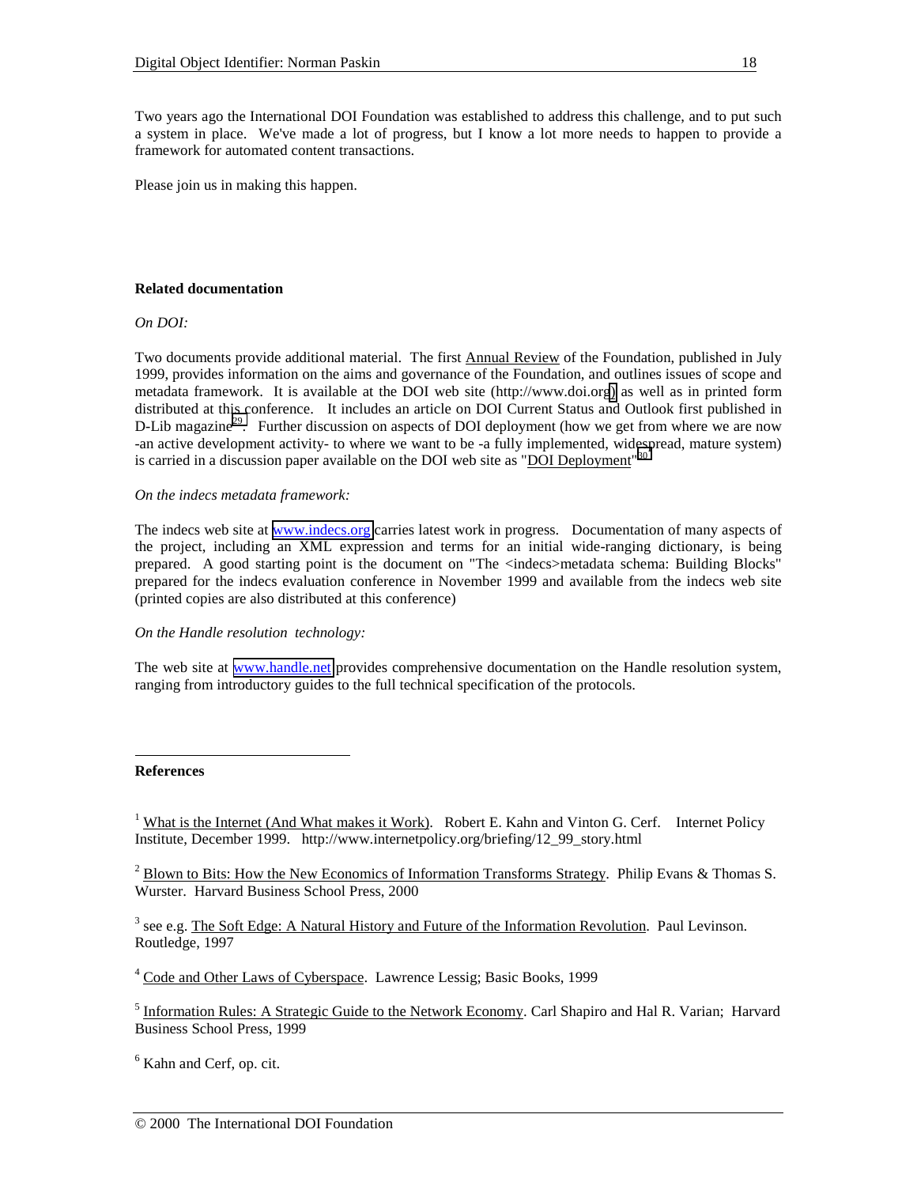Two years ago the International DOI Foundation was established to address this challenge, and to put such a system in place. We've made a lot of progress, but I know a lot more needs to happen to provide a framework for automated content transactions.

Please join us in making this happen.

**Related documentation**

*On DOI:*

Two documents provide additional material. The first Annual Review of the Foundation, published in July 1999, provides information on the aims and governance of the Foundation, and outlines issues of scope and metadata framework. It is available at the DOI web site (http://www.doi.org) as well as in printed form distributed at this conference. It includes an article on DOI Current Status and Outlook first published in D-Lib magazine[29]. Further discussion on aspects of DOI deployment (how we get from where we are now -an active development activity- to where we want to be -a fully implemented, widespread, mature system) is carried in a discussion paper available on the DOI web site as "DOI Deployment"[30]

*On the indecs metadata framework:*

The indecs web site at www.indecs.org carries latest work in progress. Documentation of many aspects of the project, including an XML expression and terms for an initial wide-ranging dictionary, is being prepared. A good starting point is the document on "The <indecs>metadata schema: Building Blocks" prepared for the indecs evaluation conference in November 1999 and available from the indecs web site (printed copies are also distributed at this conference)

*On the Handle resolution technology:*

The web site at www.handle.net provides comprehensive documentation on the Handle resolution system, ranging from introductory guides to the full technical specification of the protocols.

---

**References**

[1] What is the Internet (And What makes it Work). Robert E. Kahn and Vinton G. Cerf. Internet Policy Institute, December 1999. http://www.internetpolicy.org/briefing/12_99_story.html

[2] Blown to Bits: How the New Economics of Information Transforms Strategy. Philip Evans & Thomas S. Wurster. Harvard Business School Press, 2000

[3] see e.g. The Soft Edge: A Natural History and Future of the Information Revolution. Paul Levinson. Routledge, 1997

[4] Code and Other Laws of Cyberspace. Lawrence Lessig; Basic Books, 1999

[5] Information Rules: A Strategic Guide to the Network Economy. Carl Shapiro and Hal R. Varian; Harvard Business School Press, 1999

[6] Kahn and Cerf, op. cit.

© 2000 The International DOI Foundation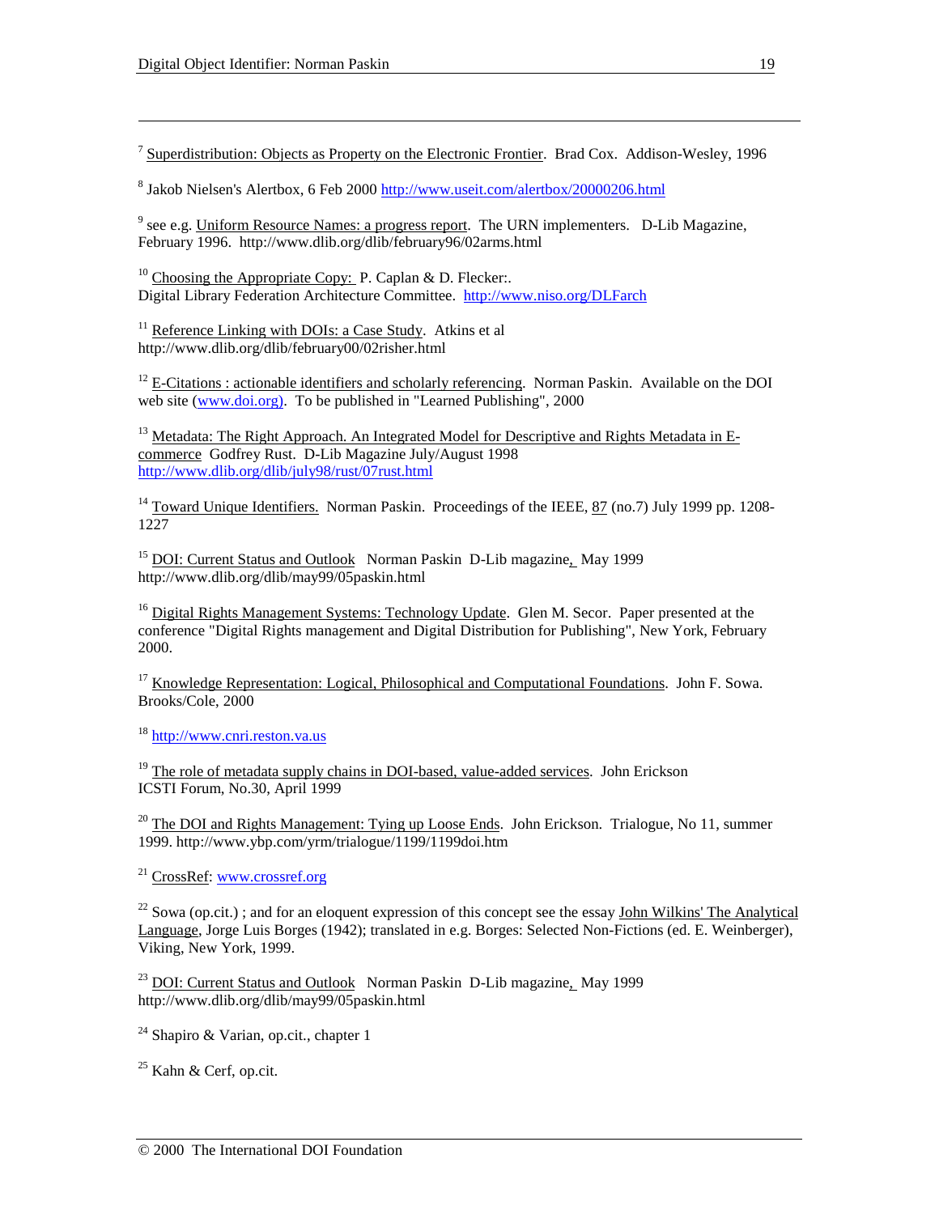[7] Superdistribution: Objects as Property on the Electronic Frontier. Brad Cox. Addison-Wesley, 1996

[8] Jakob Nielsen's Alertbox, 6 Feb 2000 http://www.useit.com/alertbox/20000206.html

[9] see e.g. Uniform Resource Names: a progress report. The URN implementers. D-Lib Magazine, February 1996. http://www.dlib.org/dlib/february96/02arms.html

[10] Choosing the Appropriate Copy: P. Caplan & D. Flecker:. Digital Library Federation Architecture Committee. http://www.niso.org/DLFarch

[11] Reference Linking with DOIs: a Case Study. Atkins et al http://www.dlib.org/dlib/february00/02risher.html

[12] E-Citations : actionable identifiers and scholarly referencing. Norman Paskin. Available on the DOI web site (www.doi.org). To be published in "Learned Publishing", 2000

[13] Metadata: The Right Approach. An Integrated Model for Descriptive and Rights Metadata in E-commerce Godfrey Rust. D-Lib Magazine July/August 1998 http://www.dlib.org/dlib/july98/rust/07rust.html

[14] Toward Unique Identifiers. Norman Paskin. Proceedings of the IEEE, 87 (no.7) July 1999 pp. 1208-1227

[15] DOI: Current Status and Outlook Norman Paskin D-Lib magazine, May 1999 http://www.dlib.org/dlib/may99/05paskin.html

[16] Digital Rights Management Systems: Technology Update. Glen M. Secor. Paper presented at the conference "Digital Rights management and Digital Distribution for Publishing", New York, February 2000.

[17] Knowledge Representation: Logical, Philosophical and Computational Foundations. John F. Sowa. Brooks/Cole, 2000

[18] http://www.cnri.reston.va.us

[19] The role of metadata supply chains in DOI-based, value-added services. John Erickson ICSTI Forum, No.30, April 1999

[20] The DOI and Rights Management: Tying up Loose Ends. John Erickson. Trialogue, No 11, summer 1999. http://www.ybp.com/yrm/trialogue/1199/1199doi.htm

[21] CrossRef: www.crossref.org

[22] Sowa (op.cit.) ; and for an eloquent expression of this concept see the essay John Wilkins' The Analytical Language, Jorge Luis Borges (1942); translated in e.g. Borges: Selected Non-Fictions (ed. E. Weinberger), Viking, New York, 1999.

[23] DOI: Current Status and Outlook Norman Paskin D-Lib magazine, May 1999 http://www.dlib.org/dlib/may99/05paskin.html

[24] Shapiro & Varian, op.cit., chapter 1

[25] Kahn & Cerf, op.cit.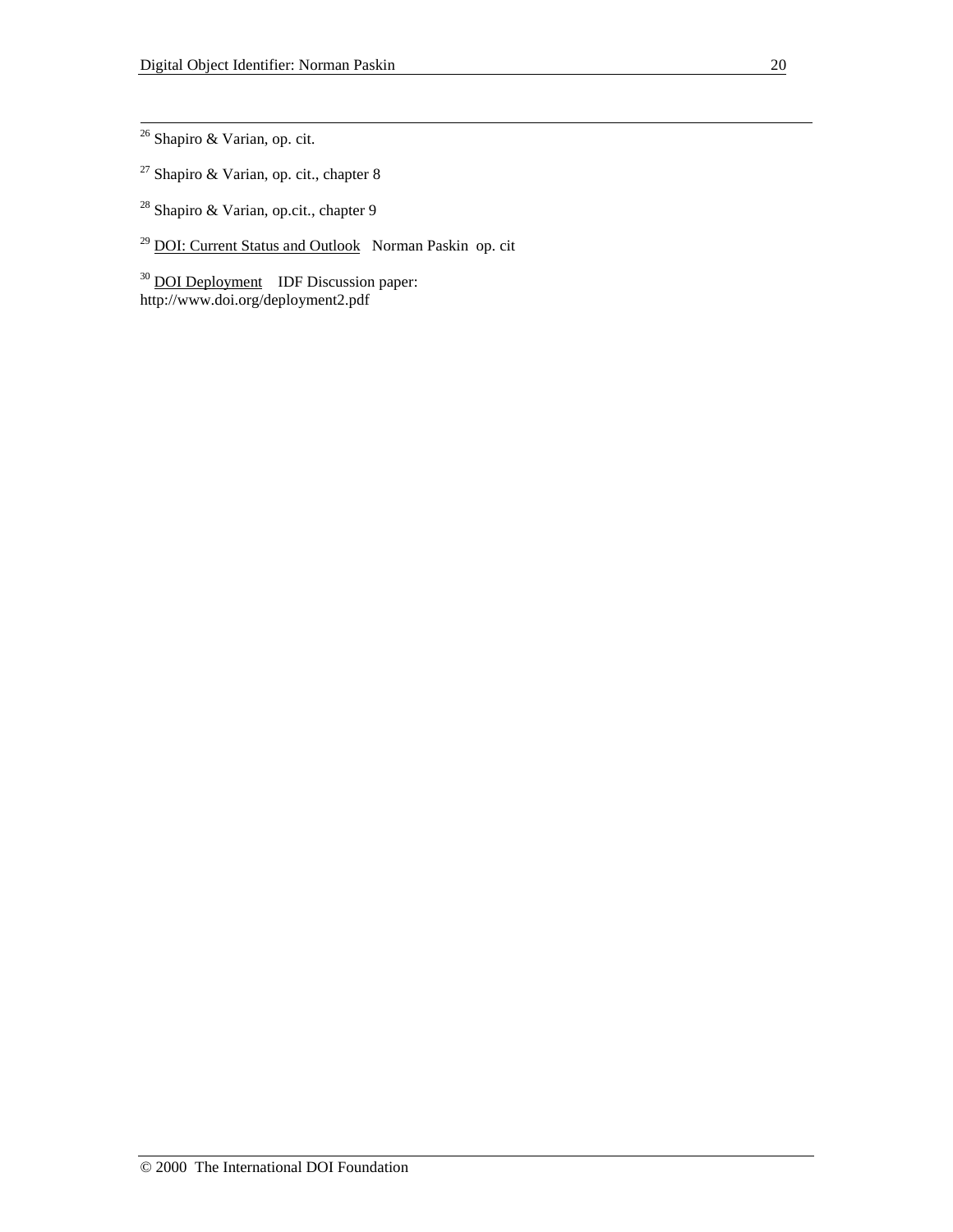[26] Shapiro & Varian, op. cit.

[27] Shapiro & Varian, op. cit., chapter 8

[28] Shapiro & Varian, op.cit., chapter 9

[29] DOI: Current Status and Outlook   Norman Paskin  op. cit

[30] DOI Deployment    IDF Discussion paper: http://www.doi.org/deployment2.pdf

© 2000  The International DOI Foundation